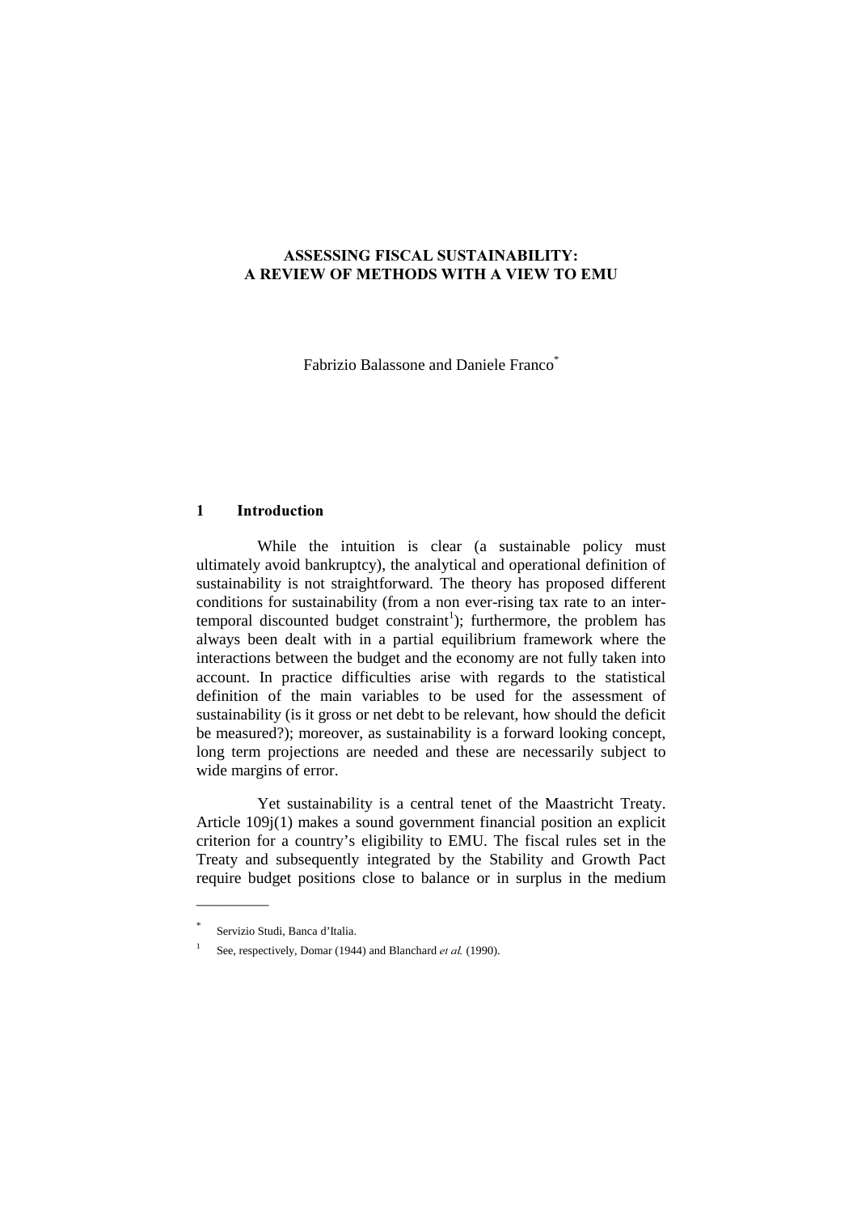# ASSESSING FISCAL SUSTAINABILITY: A REVIEW OF METHODS WITH A VIEW TO EMU

Fabrizio Balassone and Daniele Franco[*]

## 1 Introduction

While the intuition is clear (a sustainable policy must ultimately avoid bankruptcy), the analytical and operational definition of sustainability is not straightforward. The theory has proposed different conditions for sustainability (from a non ever-rising tax rate to an inter-temporal discounted budget constraint[1]); furthermore, the problem has always been dealt with in a partial equilibrium framework where the interactions between the budget and the economy are not fully taken into account. In practice difficulties arise with regards to the statistical definition of the main variables to be used for the assessment of sustainability (is it gross or net debt to be relevant, how should the deficit be measured?); moreover, as sustainability is a forward looking concept, long term projections are needed and these are necessarily subject to wide margins of error.

Yet sustainability is a central tenet of the Maastricht Treaty. Article 109j(1) makes a sound government financial position an explicit criterion for a country's eligibility to EMU. The fiscal rules set in the Treaty and subsequently integrated by the Stability and Growth Pact require budget positions close to balance or in surplus in the medium

---

[*] Servizio Studi, Banca d'Italia.

[1] See, respectively, Domar (1944) and Blanchard *et al.* (1990).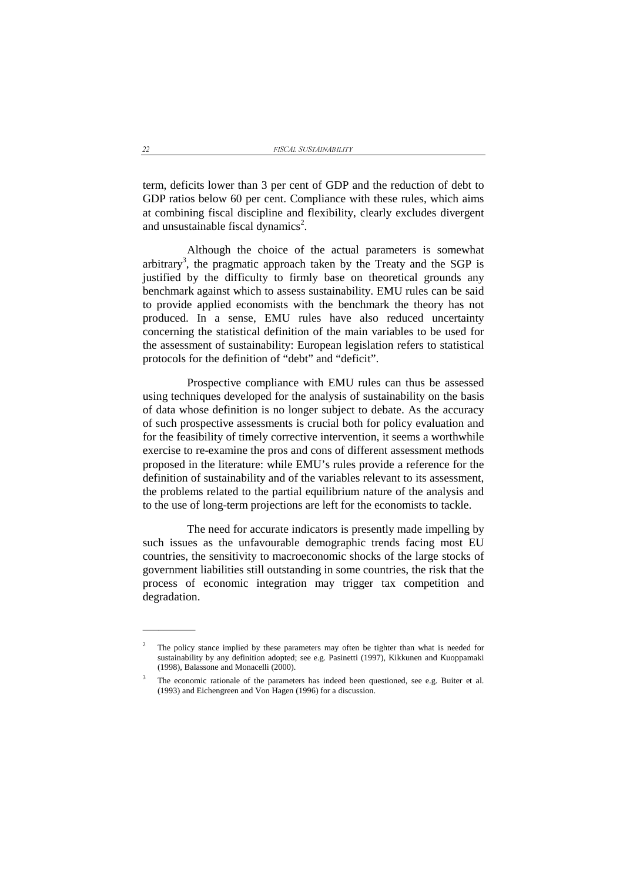term, deficits lower than 3 per cent of GDP and the reduction of debt to GDP ratios below 60 per cent. Compliance with these rules, which aims at combining fiscal discipline and flexibility, clearly excludes divergent and unsustainable fiscal dynamics[2].

Although the choice of the actual parameters is somewhat arbitrary[3], the pragmatic approach taken by the Treaty and the SGP is justified by the difficulty to firmly base on theoretical grounds any benchmark against which to assess sustainability. EMU rules can be said to provide applied economists with the benchmark the theory has not produced. In a sense, EMU rules have also reduced uncertainty concerning the statistical definition of the main variables to be used for the assessment of sustainability: European legislation refers to statistical protocols for the definition of "debt" and "deficit".

Prospective compliance with EMU rules can thus be assessed using techniques developed for the analysis of sustainability on the basis of data whose definition is no longer subject to debate. As the accuracy of such prospective assessments is crucial both for policy evaluation and for the feasibility of timely corrective intervention, it seems a worthwhile exercise to re-examine the pros and cons of different assessment methods proposed in the literature: while EMU's rules provide a reference for the definition of sustainability and of the variables relevant to its assessment, the problems related to the partial equilibrium nature of the analysis and to the use of long-term projections are left for the economists to tackle.

The need for accurate indicators is presently made impelling by such issues as the unfavourable demographic trends facing most EU countries, the sensitivity to macroeconomic shocks of the large stocks of government liabilities still outstanding in some countries, the risk that the process of economic integration may trigger tax competition and degradation.

---

[2] The policy stance implied by these parameters may often be tighter than what is needed for sustainability by any definition adopted; see e.g. Pasinetti (1997), Kikkunen and Kuoppamaki (1998), Balassone and Monacelli (2000).

[3] The economic rationale of the parameters has indeed been questioned, see e.g. Buiter et al. (1993) and Eichengreen and Von Hagen (1996) for a discussion.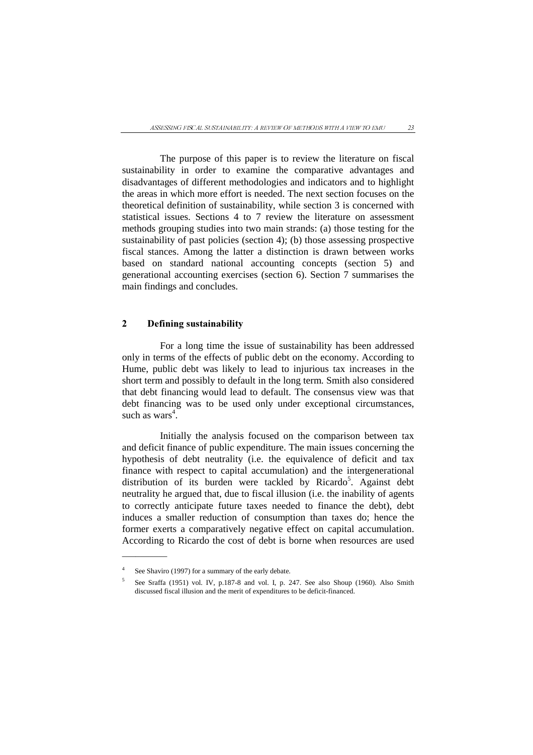The purpose of this paper is to review the literature on fiscal sustainability in order to examine the comparative advantages and disadvantages of different methodologies and indicators and to highlight the areas in which more effort is needed. The next section focuses on the theoretical definition of sustainability, while section 3 is concerned with statistical issues. Sections 4 to 7 review the literature on assessment methods grouping studies into two main strands: (a) those testing for the sustainability of past policies (section 4); (b) those assessing prospective fiscal stances. Among the latter a distinction is drawn between works based on standard national accounting concepts (section 5) and generational accounting exercises (section 6). Section 7 summarises the main findings and concludes.

## 2 Defining sustainability

For a long time the issue of sustainability has been addressed only in terms of the effects of public debt on the economy. According to Hume, public debt was likely to lead to injurious tax increases in the short term and possibly to default in the long term. Smith also considered that debt financing would lead to default. The consensus view was that debt financing was to be used only under exceptional circumstances, such as wars[4].

Initially the analysis focused on the comparison between tax and deficit finance of public expenditure. The main issues concerning the hypothesis of debt neutrality (i.e. the equivalence of deficit and tax finance with respect to capital accumulation) and the intergenerational distribution of its burden were tackled by Ricardo[5]. Against debt neutrality he argued that, due to fiscal illusion (i.e. the inability of agents to correctly anticipate future taxes needed to finance the debt), debt induces a smaller reduction of consumption than taxes do; hence the former exerts a comparatively negative effect on capital accumulation. According to Ricardo the cost of debt is borne when resources are used

---

[4] See Shaviro (1997) for a summary of the early debate.

[5] See Sraffa (1951) vol. IV, p.187-8 and vol. I, p. 247. See also Shoup (1960). Also Smith discussed fiscal illusion and the merit of expenditures to be deficit-financed.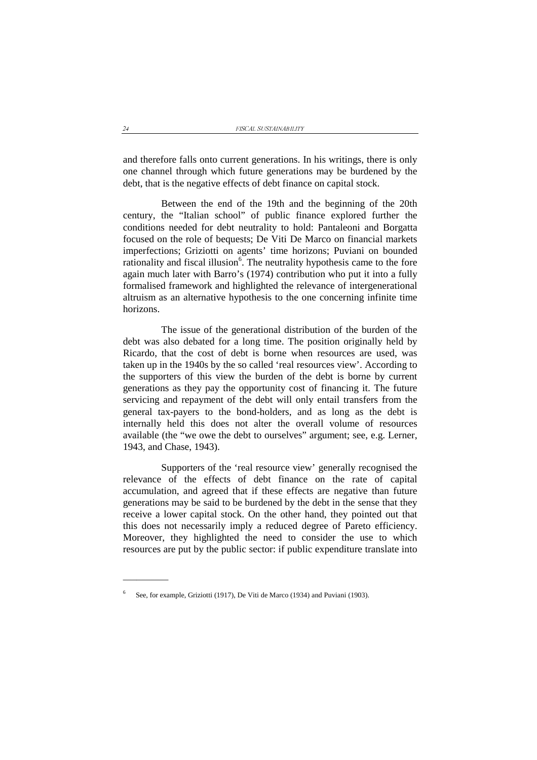and therefore falls onto current generations. In his writings, there is only one channel through which future generations may be burdened by the debt, that is the negative effects of debt finance on capital stock.

Between the end of the 19th and the beginning of the 20th century, the "Italian school" of public finance explored further the conditions needed for debt neutrality to hold: Pantaleoni and Borgatta focused on the role of bequests; De Viti De Marco on financial markets imperfections; Griziotti on agents' time horizons; Puviani on bounded rationality and fiscal illusion[6]. The neutrality hypothesis came to the fore again much later with Barro's (1974) contribution who put it into a fully formalised framework and highlighted the relevance of intergenerational altruism as an alternative hypothesis to the one concerning infinite time horizons.

The issue of the generational distribution of the burden of the debt was also debated for a long time. The position originally held by Ricardo, that the cost of debt is borne when resources are used, was taken up in the 1940s by the so called 'real resources view'. According to the supporters of this view the burden of the debt is borne by current generations as they pay the opportunity cost of financing it. The future servicing and repayment of the debt will only entail transfers from the general tax-payers to the bond-holders, and as long as the debt is internally held this does not alter the overall volume of resources available (the "we owe the debt to ourselves" argument; see, e.g. Lerner, 1943, and Chase, 1943).

Supporters of the 'real resource view' generally recognised the relevance of the effects of debt finance on the rate of capital accumulation, and agreed that if these effects are negative than future generations may be said to be burdened by the debt in the sense that they receive a lower capital stock. On the other hand, they pointed out that this does not necessarily imply a reduced degree of Pareto efficiency. Moreover, they highlighted the need to consider the use to which resources are put by the public sector: if public expenditure translate into

---

[6] See, for example, Griziotti (1917), De Viti de Marco (1934) and Puviani (1903).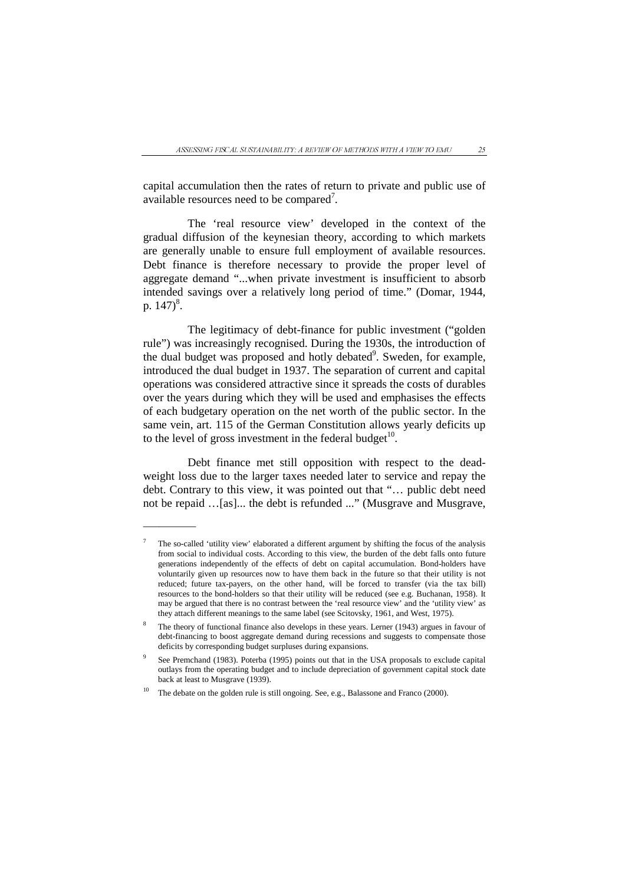capital accumulation then the rates of return to private and public use of available resources need to be compared[7].

The 'real resource view' developed in the context of the gradual diffusion of the keynesian theory, according to which markets are generally unable to ensure full employment of available resources. Debt finance is therefore necessary to provide the proper level of aggregate demand "...when private investment is insufficient to absorb intended savings over a relatively long period of time." (Domar, 1944, p. 147)[8].

The legitimacy of debt-finance for public investment ("golden rule") was increasingly recognised. During the 1930s, the introduction of the dual budget was proposed and hotly debated[9]. Sweden, for example, introduced the dual budget in 1937. The separation of current and capital operations was considered attractive since it spreads the costs of durables over the years during which they will be used and emphasises the effects of each budgetary operation on the net worth of the public sector. In the same vein, art. 115 of the German Constitution allows yearly deficits up to the level of gross investment in the federal budget[10].

Debt finance met still opposition with respect to the dead-weight loss due to the larger taxes needed later to service and repay the debt. Contrary to this view, it was pointed out that "… public debt need not be repaid …[as]... the debt is refunded ..." (Musgrave and Musgrave,

---

[7] The so-called 'utility view' elaborated a different argument by shifting the focus of the analysis from social to individual costs. According to this view, the burden of the debt falls onto future generations independently of the effects of debt on capital accumulation. Bond-holders have voluntarily given up resources now to have them back in the future so that their utility is not reduced; future tax-payers, on the other hand, will be forced to transfer (via the tax bill) resources to the bond-holders so that their utility will be reduced (see e.g. Buchanan, 1958). It may be argued that there is no contrast between the 'real resource view' and the 'utility view' as they attach different meanings to the same label (see Scitovsky, 1961, and West, 1975).

[8] The theory of functional finance also develops in these years. Lerner (1943) argues in favour of debt-financing to boost aggregate demand during recessions and suggests to compensate those deficits by corresponding budget surpluses during expansions.

[9] See Premchand (1983). Poterba (1995) points out that in the USA proposals to exclude capital outlays from the operating budget and to include depreciation of government capital stock date back at least to Musgrave (1939).

[10] The debate on the golden rule is still ongoing. See, e.g., Balassone and Franco (2000).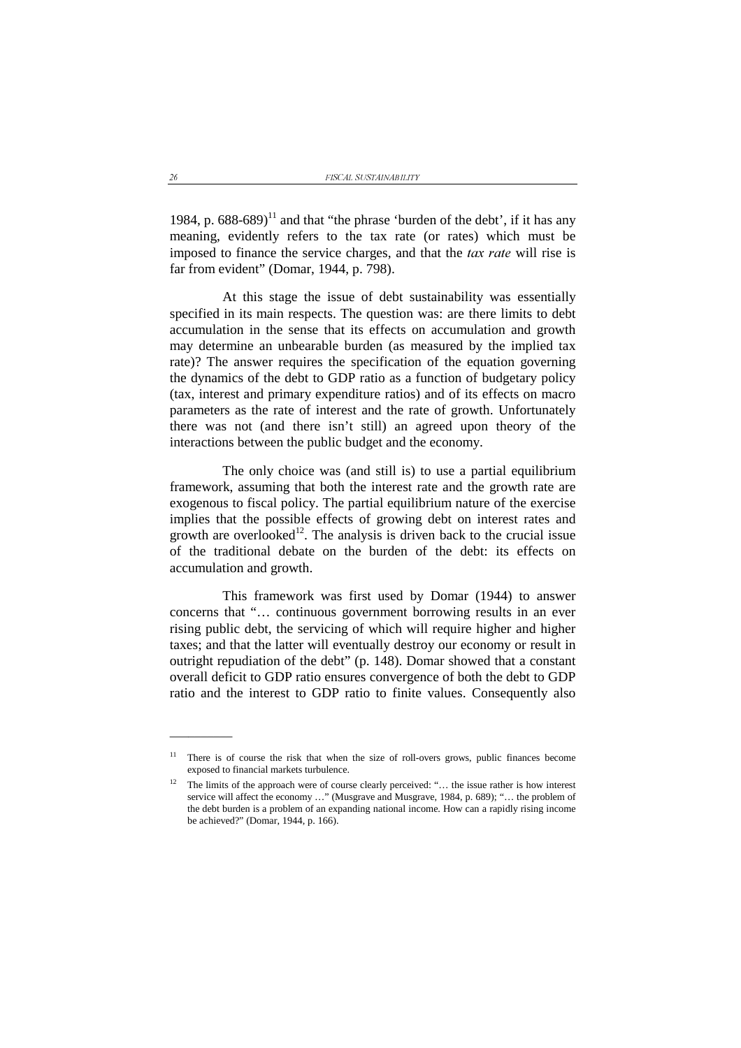1984, p. 688-689)[11] and that "the phrase 'burden of the debt', if it has any meaning, evidently refers to the tax rate (or rates) which must be imposed to finance the service charges, and that the *tax rate* will rise is far from evident" (Domar, 1944, p. 798).

At this stage the issue of debt sustainability was essentially specified in its main respects. The question was: are there limits to debt accumulation in the sense that its effects on accumulation and growth may determine an unbearable burden (as measured by the implied tax rate)? The answer requires the specification of the equation governing the dynamics of the debt to GDP ratio as a function of budgetary policy (tax, interest and primary expenditure ratios) and of its effects on macro parameters as the rate of interest and the rate of growth. Unfortunately there was not (and there isn't still) an agreed upon theory of the interactions between the public budget and the economy.

The only choice was (and still is) to use a partial equilibrium framework, assuming that both the interest rate and the growth rate are exogenous to fiscal policy. The partial equilibrium nature of the exercise implies that the possible effects of growing debt on interest rates and growth are overlooked[12]. The analysis is driven back to the crucial issue of the traditional debate on the burden of the debt: its effects on accumulation and growth.

This framework was first used by Domar (1944) to answer concerns that "… continuous government borrowing results in an ever rising public debt, the servicing of which will require higher and higher taxes; and that the latter will eventually destroy our economy or result in outright repudiation of the debt" (p. 148). Domar showed that a constant overall deficit to GDP ratio ensures convergence of both the debt to GDP ratio and the interest to GDP ratio to finite values. Consequently also

---

[11] There is of course the risk that when the size of roll-overs grows, public finances become exposed to financial markets turbulence.

[12] The limits of the approach were of course clearly perceived: "… the issue rather is how interest service will affect the economy …" (Musgrave and Musgrave, 1984, p. 689); "… the problem of the debt burden is a problem of an expanding national income. How can a rapidly rising income be achieved?" (Domar, 1944, p. 166).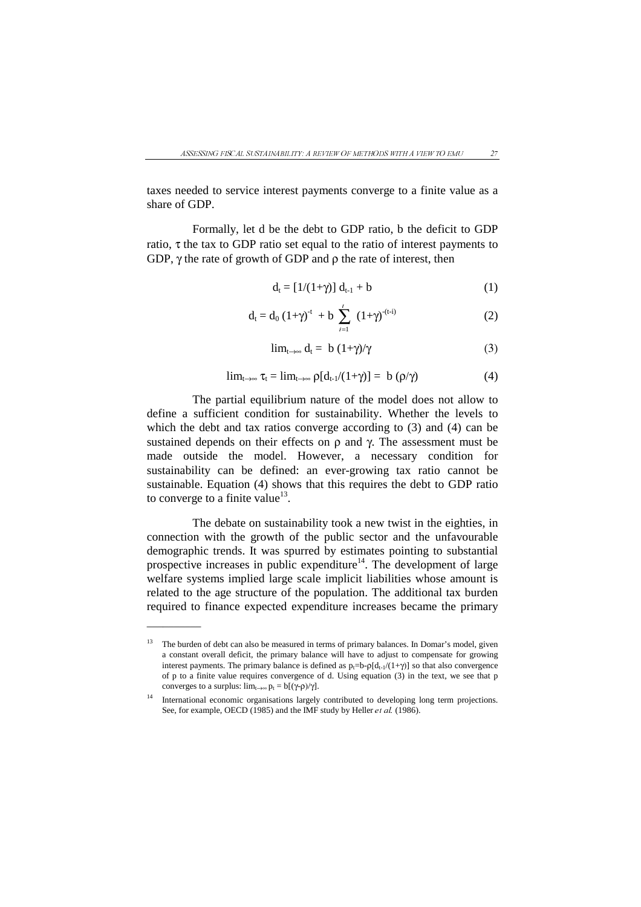taxes needed to service interest payments converge to a finite value as a share of GDP.

Formally, let d be the debt to GDP ratio, b the deficit to GDP ratio, $\tau$ the tax to GDP ratio set equal to the ratio of interest payments to GDP, $\gamma$ the rate of growth of GDP and $\rho$ the rate of interest, then

$$d_t = [1/(1+\gamma)]\, d_{t-1} + b \tag{1}$$

$$d_t = d_0\,(1+\gamma)^{-t} + b \sum_{i=1}^{t} (1+\gamma)^{-(t-i)} \tag{2}$$

$$\lim_{t\to\infty} d_t = b\,(1+\gamma)/\gamma \tag{3}$$

$$\lim_{t\to\infty} \tau_t = \lim_{t\to\infty} \rho[d_{t-1}/(1+\gamma)] = b\,(\rho/\gamma) \tag{4}$$

The partial equilibrium nature of the model does not allow to define a sufficient condition for sustainability. Whether the levels to which the debt and tax ratios converge according to (3) and (4) can be sustained depends on their effects on $\rho$ and $\gamma$. The assessment must be made outside the model. However, a necessary condition for sustainability can be defined: an ever-growing tax ratio cannot be sustainable. Equation (4) shows that this requires the debt to GDP ratio to converge to a finite value[13].

The debate on sustainability took a new twist in the eighties, in connection with the growth of the public sector and the unfavourable demographic trends. It was spurred by estimates pointing to substantial prospective increases in public expenditure[14]. The development of large welfare systems implied large scale implicit liabilities whose amount is related to the age structure of the population. The additional tax burden required to finance expected expenditure increases became the primary

---

[13] The burden of debt can also be measured in terms of primary balances. In Domar's model, given a constant overall deficit, the primary balance will have to adjust to compensate for growing interest payments. The primary balance is defined as $p_t = b - \rho[d_{t-1}/(1+\gamma)]$ so that also convergence of p to a finite value requires convergence of d. Using equation (3) in the text, we see that p converges to a surplus: $\lim_{t\to\infty} p_t = b[(\gamma-\rho)/\gamma]$.

[14] International economic organisations largely contributed to developing long term projections. See, for example, OECD (1985) and the IMF study by Heller *et al.* (1986).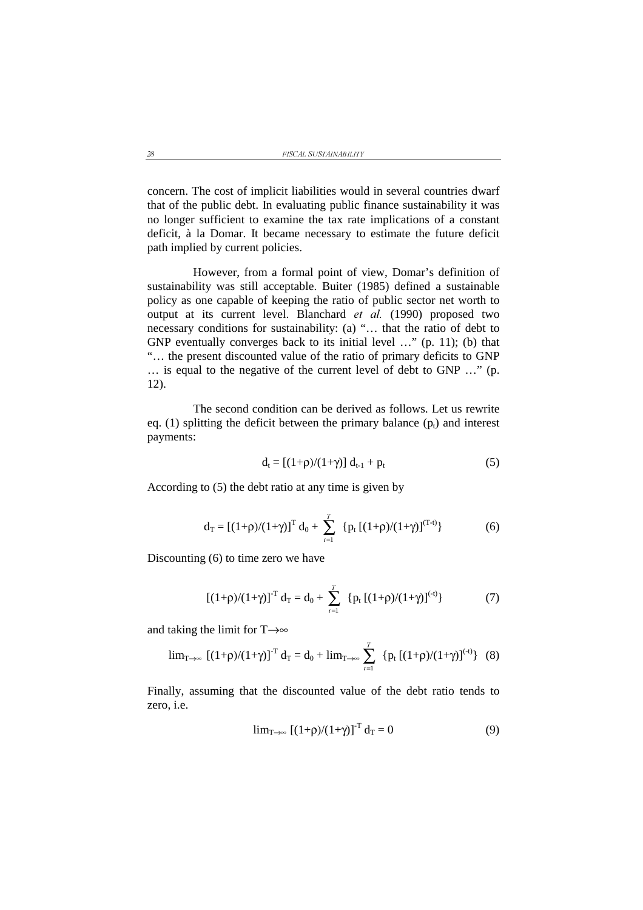concern. The cost of implicit liabilities would in several countries dwarf that of the public debt. In evaluating public finance sustainability it was no longer sufficient to examine the tax rate implications of a constant deficit, à la Domar. It became necessary to estimate the future deficit path implied by current policies.

However, from a formal point of view, Domar's definition of sustainability was still acceptable. Buiter (1985) defined a sustainable policy as one capable of keeping the ratio of public sector net worth to output at its current level. Blanchard *et al.* (1990) proposed two necessary conditions for sustainability: (a) "… that the ratio of debt to GNP eventually converges back to its initial level …" (p. 11); (b) that "… the present discounted value of the ratio of primary deficits to GNP … is equal to the negative of the current level of debt to GNP …" (p. 12).

The second condition can be derived as follows. Let us rewrite eq. (1) splitting the deficit between the primary balance ($p_t$) and interest payments:

$$d_t = [(1+\rho)/(1+\gamma)]\, d_{t-1} + p_t \tag{5}$$

According to (5) the debt ratio at any time is given by

$$d_T = [(1+\rho)/(1+\gamma)]^T d_0 + \sum_{t=1}^{T} \{p_t\, [(1+\rho)/(1+\gamma)]^{(T-t)}\} \tag{6}$$

Discounting (6) to time zero we have

$$[(1+\rho)/(1+\gamma)]^{-T} d_T = d_0 + \sum_{t=1}^{T} \{p_t\, [(1+\rho)/(1+\gamma)]^{(-t)}\} \tag{7}$$

and taking the limit for $T \rightarrow \infty$

$$\lim_{T\rightarrow\infty} [(1+\rho)/(1+\gamma)]^{-T} d_T = d_0 + \lim_{T\rightarrow\infty} \sum_{t=1}^{T} \{p_t\, [(1+\rho)/(1+\gamma)]^{(-t)}\} \tag{8}$$

Finally, assuming that the discounted value of the debt ratio tends to zero, i.e.

$$\lim_{T\rightarrow\infty} [(1+\rho)/(1+\gamma)]^{-T} d_T = 0 \tag{9}$$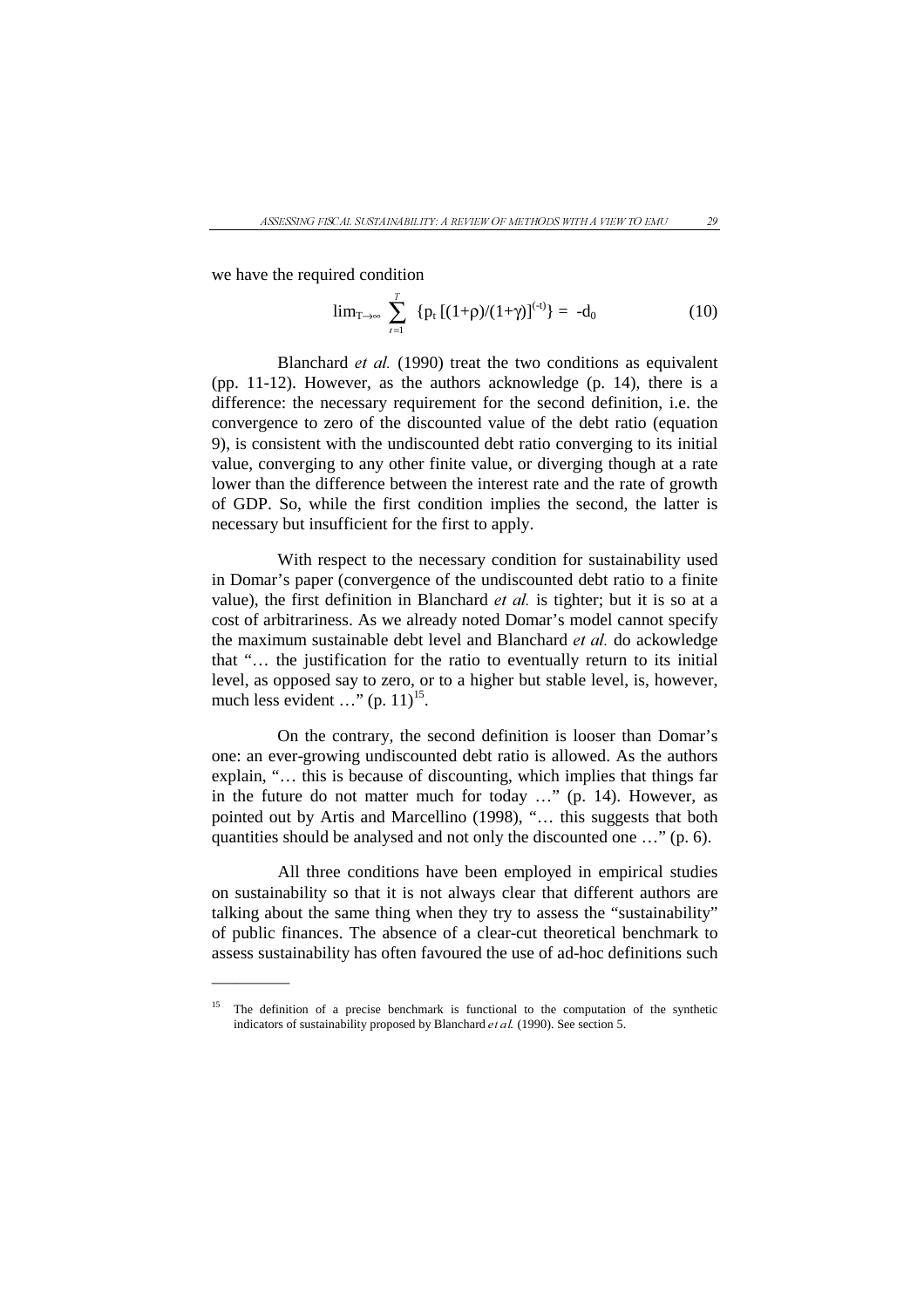we have the required condition

$$\lim_{T\to\infty} \sum_{t=1}^{T} \{p_t [(1+\rho)/(1+\gamma)]^{(-t)}\} = -d_0 \qquad (10)$$

Blanchard *et al.* (1990) treat the two conditions as equivalent (pp. 11-12). However, as the authors acknowledge (p. 14), there is a difference: the necessary requirement for the second definition, i.e. the convergence to zero of the discounted value of the debt ratio (equation 9), is consistent with the undiscounted debt ratio converging to its initial value, converging to any other finite value, or diverging though at a rate lower than the difference between the interest rate and the rate of growth of GDP. So, while the first condition implies the second, the latter is necessary but insufficient for the first to apply.

With respect to the necessary condition for sustainability used in Domar's paper (convergence of the undiscounted debt ratio to a finite value), the first definition in Blanchard *et al.* is tighter; but it is so at a cost of arbitrariness. As we already noted Domar's model cannot specify the maximum sustainable debt level and Blanchard *et al.* do ackowledge that "… the justification for the ratio to eventually return to its initial level, as opposed say to zero, or to a higher but stable level, is, however, much less evident …" (p. 11)[15].

On the contrary, the second definition is looser than Domar's one: an ever-growing undiscounted debt ratio is allowed. As the authors explain, "… this is because of discounting, which implies that things far in the future do not matter much for today …" (p. 14). However, as pointed out by Artis and Marcellino (1998), "… this suggests that both quantities should be analysed and not only the discounted one …" (p. 6).

All three conditions have been employed in empirical studies on sustainability so that it is not always clear that different authors are talking about the same thing when they try to assess the "sustainability" of public finances. The absence of a clear-cut theoretical benchmark to assess sustainability has often favoured the use of ad-hoc definitions such

---

[15] The definition of a precise benchmark is functional to the computation of the synthetic indicators of sustainability proposed by Blanchard *et al.* (1990). See section 5.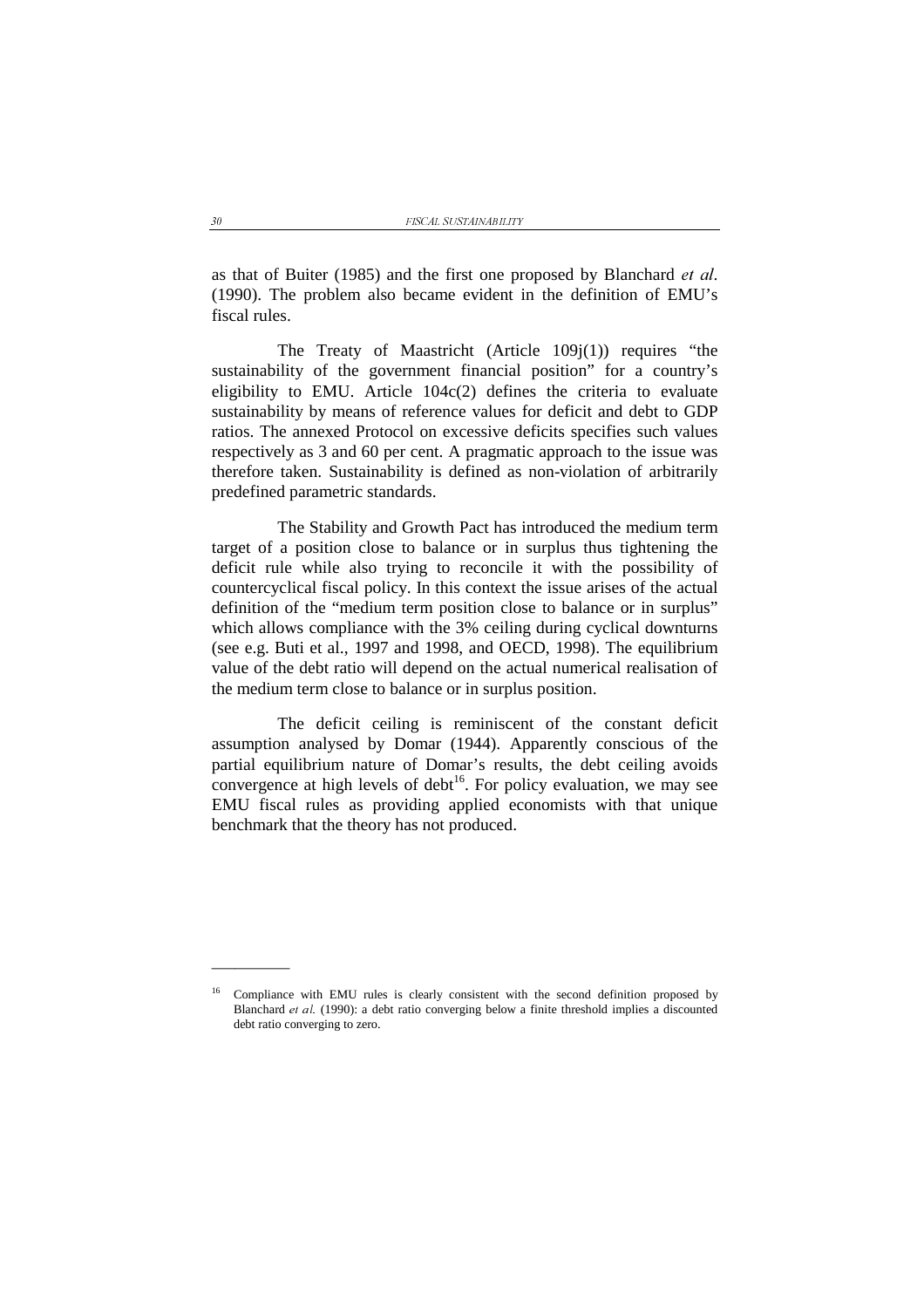as that of Buiter (1985) and the first one proposed by Blanchard *et al.* (1990). The problem also became evident in the definition of EMU's fiscal rules.

The Treaty of Maastricht (Article 109j(1)) requires "the sustainability of the government financial position" for a country's eligibility to EMU. Article 104c(2) defines the criteria to evaluate sustainability by means of reference values for deficit and debt to GDP ratios. The annexed Protocol on excessive deficits specifies such values respectively as 3 and 60 per cent. A pragmatic approach to the issue was therefore taken. Sustainability is defined as non-violation of arbitrarily predefined parametric standards.

The Stability and Growth Pact has introduced the medium term target of a position close to balance or in surplus thus tightening the deficit rule while also trying to reconcile it with the possibility of countercyclical fiscal policy. In this context the issue arises of the actual definition of the "medium term position close to balance or in surplus" which allows compliance with the 3% ceiling during cyclical downturns (see e.g. Buti et al., 1997 and 1998, and OECD, 1998). The equilibrium value of the debt ratio will depend on the actual numerical realisation of the medium term close to balance or in surplus position.

The deficit ceiling is reminiscent of the constant deficit assumption analysed by Domar (1944). Apparently conscious of the partial equilibrium nature of Domar's results, the debt ceiling avoids convergence at high levels of debt[16]. For policy evaluation, we may see EMU fiscal rules as providing applied economists with that unique benchmark that the theory has not produced.

---

[16] Compliance with EMU rules is clearly consistent with the second definition proposed by Blanchard *et al.* (1990): a debt ratio converging below a finite threshold implies a discounted debt ratio converging to zero.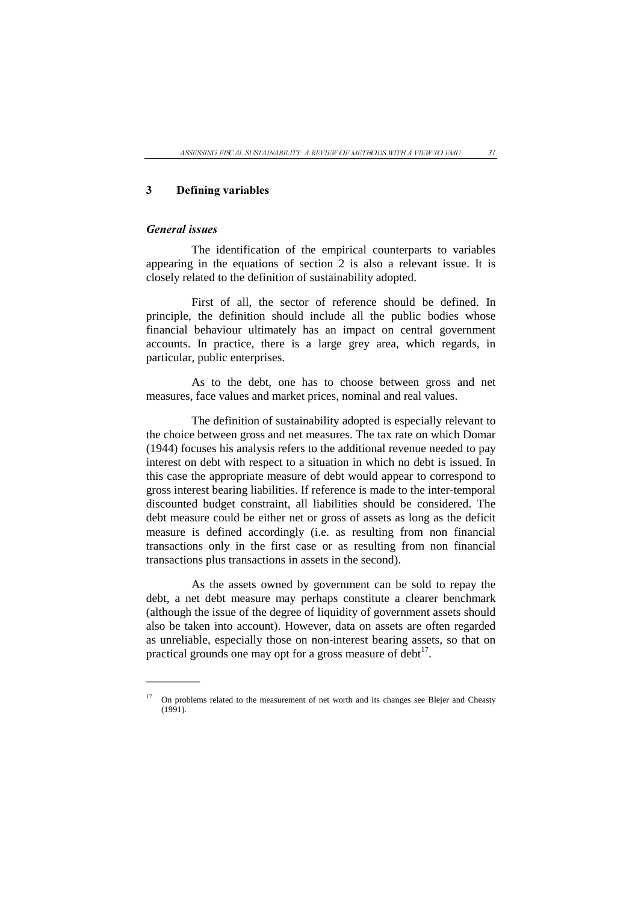# 3 Defining variables

### *General issues*

The identification of the empirical counterparts to variables appearing in the equations of section 2 is also a relevant issue. It is closely related to the definition of sustainability adopted.

First of all, the sector of reference should be defined. In principle, the definition should include all the public bodies whose financial behaviour ultimately has an impact on central government accounts. In practice, there is a large grey area, which regards, in particular, public enterprises.

As to the debt, one has to choose between gross and net measures, face values and market prices, nominal and real values.

The definition of sustainability adopted is especially relevant to the choice between gross and net measures. The tax rate on which Domar (1944) focuses his analysis refers to the additional revenue needed to pay interest on debt with respect to a situation in which no debt is issued. In this case the appropriate measure of debt would appear to correspond to gross interest bearing liabilities. If reference is made to the inter-temporal discounted budget constraint, all liabilities should be considered. The debt measure could be either net or gross of assets as long as the deficit measure is defined accordingly (i.e. as resulting from non financial transactions only in the first case or as resulting from non financial transactions plus transactions in assets in the second).

As the assets owned by government can be sold to repay the debt, a net debt measure may perhaps constitute a clearer benchmark (although the issue of the degree of liquidity of government assets should also be taken into account). However, data on assets are often regarded as unreliable, especially those on non-interest bearing assets, so that on practical grounds one may opt for a gross measure of debt[17].

---

[17] On problems related to the measurement of net worth and its changes see Blejer and Cheasty (1991).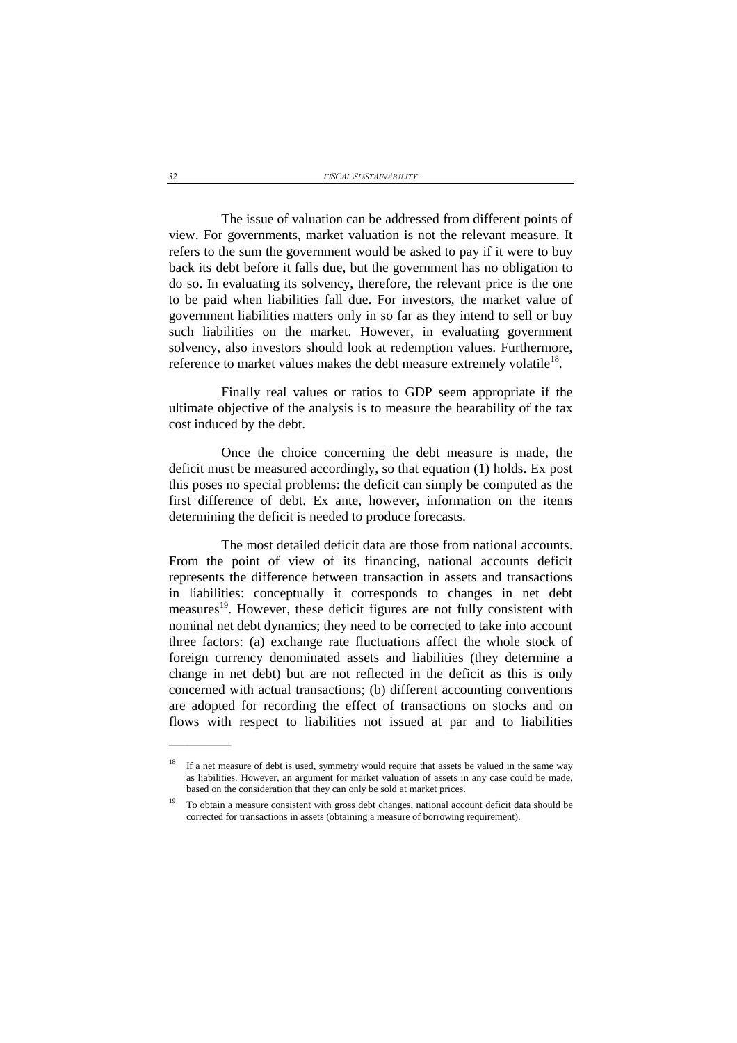The issue of valuation can be addressed from different points of view. For governments, market valuation is not the relevant measure. It refers to the sum the government would be asked to pay if it were to buy back its debt before it falls due, but the government has no obligation to do so. In evaluating its solvency, therefore, the relevant price is the one to be paid when liabilities fall due. For investors, the market value of government liabilities matters only in so far as they intend to sell or buy such liabilities on the market. However, in evaluating government solvency, also investors should look at redemption values. Furthermore, reference to market values makes the debt measure extremely volatile[18].

Finally real values or ratios to GDP seem appropriate if the ultimate objective of the analysis is to measure the bearability of the tax cost induced by the debt.

Once the choice concerning the debt measure is made, the deficit must be measured accordingly, so that equation (1) holds. Ex post this poses no special problems: the deficit can simply be computed as the first difference of debt. Ex ante, however, information on the items determining the deficit is needed to produce forecasts.

The most detailed deficit data are those from national accounts. From the point of view of its financing, national accounts deficit represents the difference between transaction in assets and transactions in liabilities: conceptually it corresponds to changes in net debt measures[19]. However, these deficit figures are not fully consistent with nominal net debt dynamics; they need to be corrected to take into account three factors: (a) exchange rate fluctuations affect the whole stock of foreign currency denominated assets and liabilities (they determine a change in net debt) but are not reflected in the deficit as this is only concerned with actual transactions; (b) different accounting conventions are adopted for recording the effect of transactions on stocks and on flows with respect to liabilities not issued at par and to liabilities

---

[18] If a net measure of debt is used, symmetry would require that assets be valued in the same way as liabilities. However, an argument for market valuation of assets in any case could be made, based on the consideration that they can only be sold at market prices.

[19] To obtain a measure consistent with gross debt changes, national account deficit data should be corrected for transactions in assets (obtaining a measure of borrowing requirement).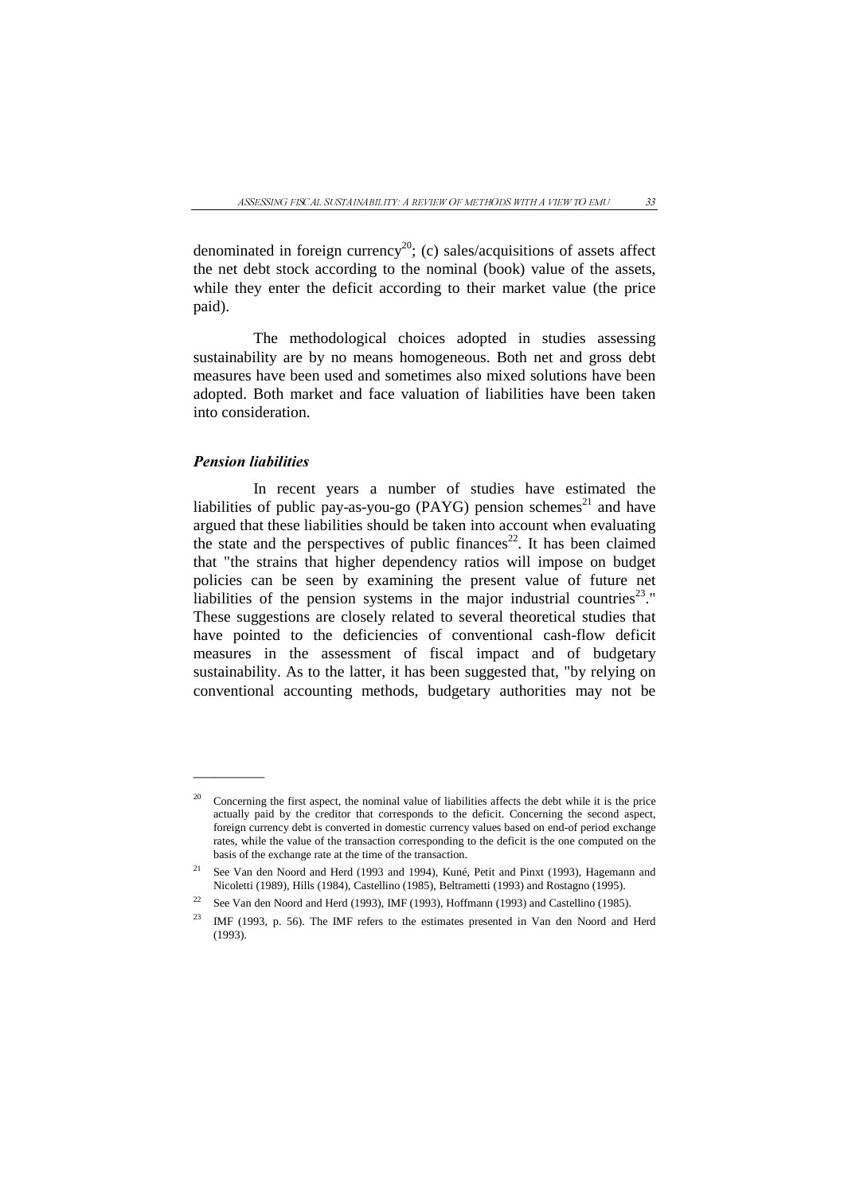denominated in foreign currency[20]; (c) sales/acquisitions of assets affect the net debt stock according to the nominal (book) value of the assets, while they enter the deficit according to their market value (the price paid).

The methodological choices adopted in studies assessing sustainability are by no means homogeneous. Both net and gross debt measures have been used and sometimes also mixed solutions have been adopted. Both market and face valuation of liabilities have been taken into consideration.

### *Pension liabilities*

In recent years a number of studies have estimated the liabilities of public pay-as-you-go (PAYG) pension schemes[21] and have argued that these liabilities should be taken into account when evaluating the state and the perspectives of public finances[22]. It has been claimed that "the strains that higher dependency ratios will impose on budget policies can be seen by examining the present value of future net liabilities of the pension systems in the major industrial countries[23]." These suggestions are closely related to several theoretical studies that have pointed to the deficiencies of conventional cash-flow deficit measures in the assessment of fiscal impact and of budgetary sustainability. As to the latter, it has been suggested that, "by relying on conventional accounting methods, budgetary authorities may not be

---

[20] Concerning the first aspect, the nominal value of liabilities affects the debt while it is the price actually paid by the creditor that corresponds to the deficit. Concerning the second aspect, foreign currency debt is converted in domestic currency values based on end-of period exchange rates, while the value of the transaction corresponding to the deficit is the one computed on the basis of the exchange rate at the time of the transaction.

[21] See Van den Noord and Herd (1993 and 1994), Kuné, Petit and Pinxt (1993), Hagemann and Nicoletti (1989), Hills (1984), Castellino (1985), Beltrametti (1993) and Rostagno (1995).

[22] See Van den Noord and Herd (1993), IMF (1993), Hoffmann (1993) and Castellino (1985).

[23] IMF (1993, p. 56). The IMF refers to the estimates presented in Van den Noord and Herd (1993).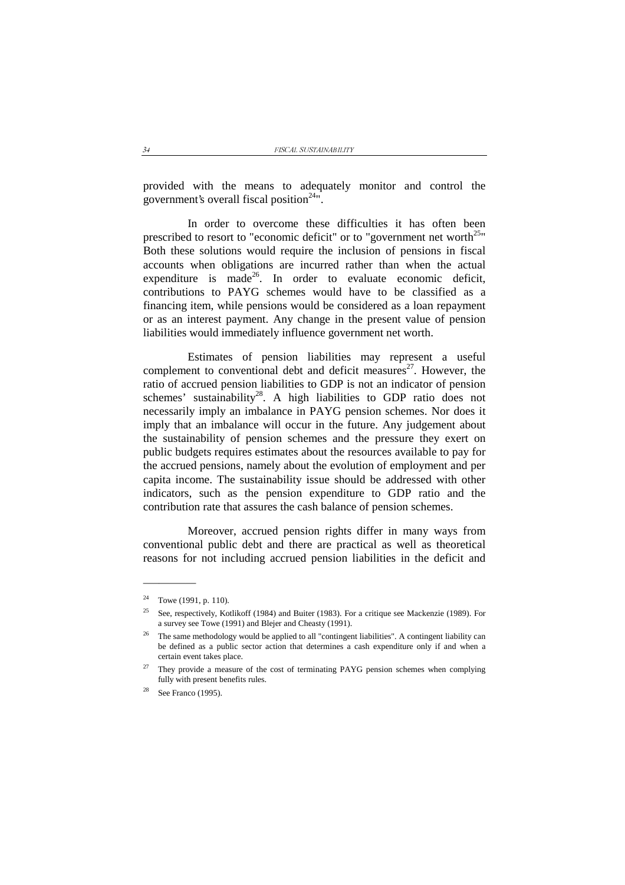provided with the means to adequately monitor and control the government's overall fiscal position[24]".

In order to overcome these difficulties it has often been prescribed to resort to "economic deficit" or to "government net worth[25]" Both these solutions would require the inclusion of pensions in fiscal accounts when obligations are incurred rather than when the actual expenditure is made[26]. In order to evaluate economic deficit, contributions to PAYG schemes would have to be classified as a financing item, while pensions would be considered as a loan repayment or as an interest payment. Any change in the present value of pension liabilities would immediately influence government net worth.

Estimates of pension liabilities may represent a useful complement to conventional debt and deficit measures[27]. However, the ratio of accrued pension liabilities to GDP is not an indicator of pension schemes' sustainability[28]. A high liabilities to GDP ratio does not necessarily imply an imbalance in PAYG pension schemes. Nor does it imply that an imbalance will occur in the future. Any judgement about the sustainability of pension schemes and the pressure they exert on public budgets requires estimates about the resources available to pay for the accrued pensions, namely about the evolution of employment and per capita income. The sustainability issue should be addressed with other indicators, such as the pension expenditure to GDP ratio and the contribution rate that assures the cash balance of pension schemes.

Moreover, accrued pension rights differ in many ways from conventional public debt and there are practical as well as theoretical reasons for not including accrued pension liabilities in the deficit and

---

[24] Towe (1991, p. 110).

[25] See, respectively, Kotlikoff (1984) and Buiter (1983). For a critique see Mackenzie (1989). For a survey see Towe (1991) and Blejer and Cheasty (1991).

[26] The same methodology would be applied to all "contingent liabilities". A contingent liability can be defined as a public sector action that determines a cash expenditure only if and when a certain event takes place.

[27] They provide a measure of the cost of terminating PAYG pension schemes when complying fully with present benefits rules.

[28] See Franco (1995).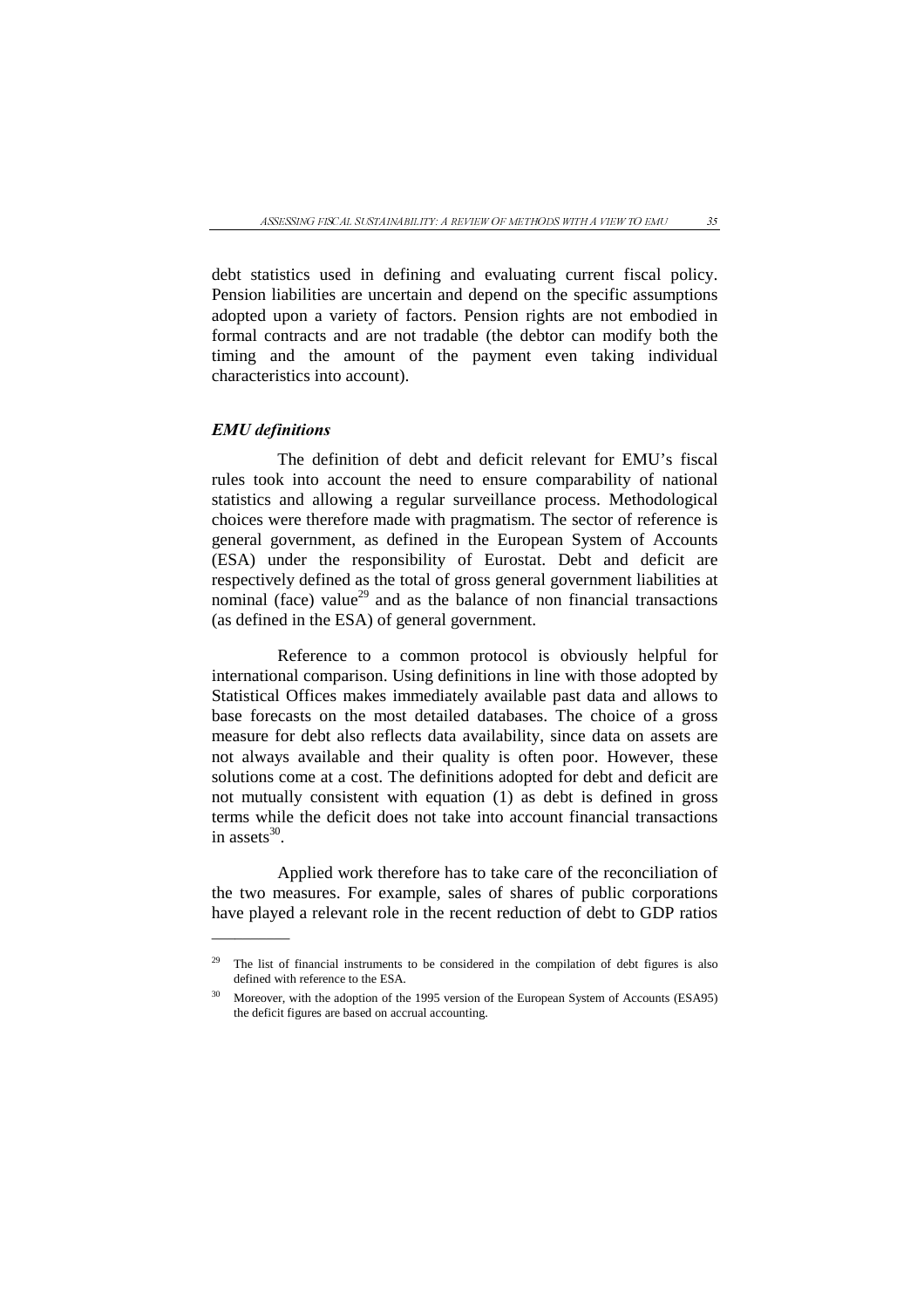debt statistics used in defining and evaluating current fiscal policy. Pension liabilities are uncertain and depend on the specific assumptions adopted upon a variety of factors. Pension rights are not embodied in formal contracts and are not tradable (the debtor can modify both the timing and the amount of the payment even taking individual characteristics into account).

### *EMU definitions*

The definition of debt and deficit relevant for EMU's fiscal rules took into account the need to ensure comparability of national statistics and allowing a regular surveillance process. Methodological choices were therefore made with pragmatism. The sector of reference is general government, as defined in the European System of Accounts (ESA) under the responsibility of Eurostat. Debt and deficit are respectively defined as the total of gross general government liabilities at nominal (face) value[29] and as the balance of non financial transactions (as defined in the ESA) of general government.

Reference to a common protocol is obviously helpful for international comparison. Using definitions in line with those adopted by Statistical Offices makes immediately available past data and allows to base forecasts on the most detailed databases. The choice of a gross measure for debt also reflects data availability, since data on assets are not always available and their quality is often poor. However, these solutions come at a cost. The definitions adopted for debt and deficit are not mutually consistent with equation (1) as debt is defined in gross terms while the deficit does not take into account financial transactions in assets[30].

Applied work therefore has to take care of the reconciliation of the two measures. For example, sales of shares of public corporations have played a relevant role in the recent reduction of debt to GDP ratios

---

[29] The list of financial instruments to be considered in the compilation of debt figures is also defined with reference to the ESA.

[30] Moreover, with the adoption of the 1995 version of the European System of Accounts (ESA95) the deficit figures are based on accrual accounting.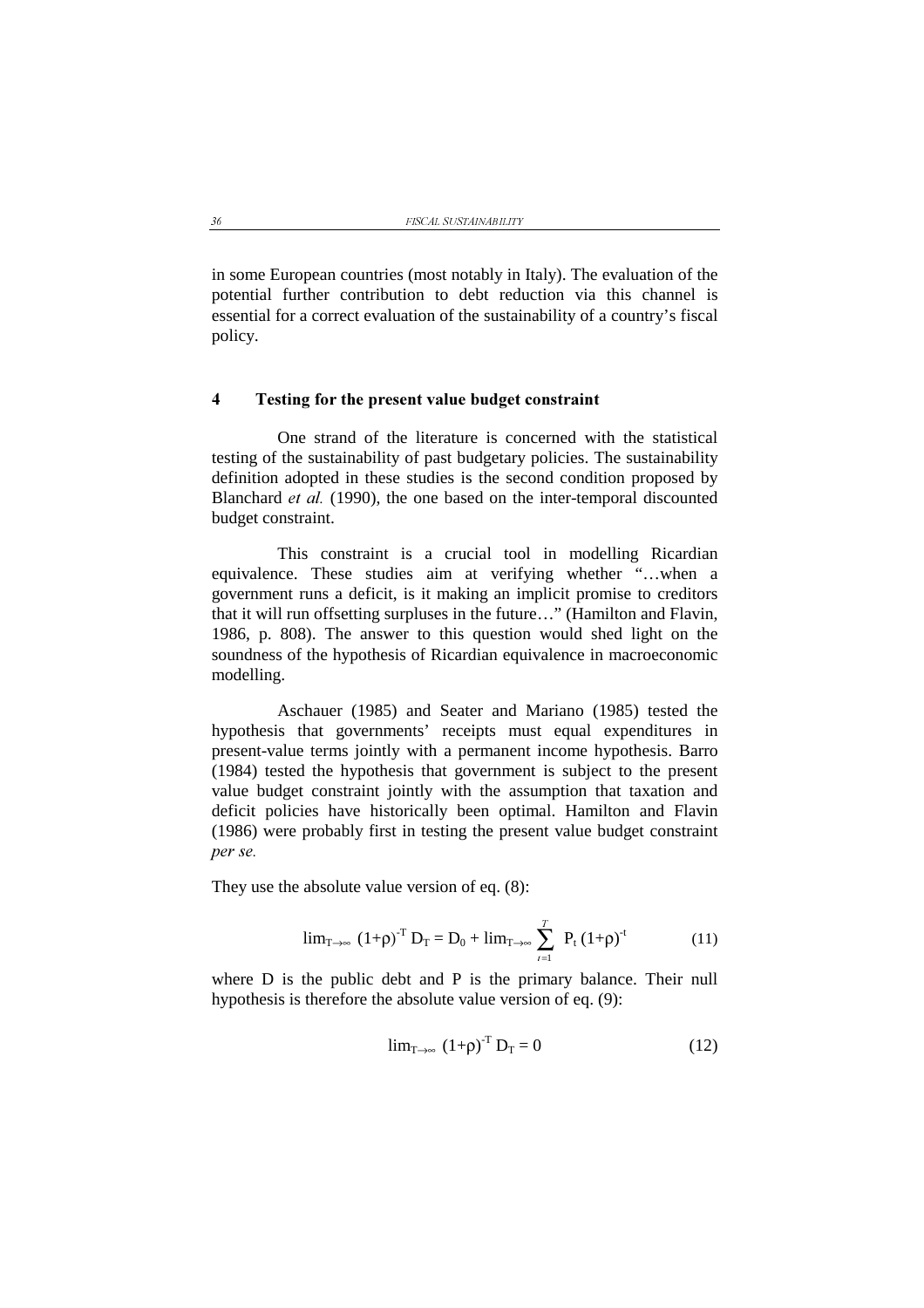in some European countries (most notably in Italy). The evaluation of the potential further contribution to debt reduction via this channel is essential for a correct evaluation of the sustainability of a country's fiscal policy.

## 4 Testing for the present value budget constraint

One strand of the literature is concerned with the statistical testing of the sustainability of past budgetary policies. The sustainability definition adopted in these studies is the second condition proposed by Blanchard *et al.* (1990), the one based on the inter-temporal discounted budget constraint.

This constraint is a crucial tool in modelling Ricardian equivalence. These studies aim at verifying whether "…when a government runs a deficit, is it making an implicit promise to creditors that it will run offsetting surpluses in the future…" (Hamilton and Flavin, 1986, p. 808). The answer to this question would shed light on the soundness of the hypothesis of Ricardian equivalence in macroeconomic modelling.

Aschauer (1985) and Seater and Mariano (1985) tested the hypothesis that governments' receipts must equal expenditures in present-value terms jointly with a permanent income hypothesis. Barro (1984) tested the hypothesis that government is subject to the present value budget constraint jointly with the assumption that taxation and deficit policies have historically been optimal. Hamilton and Flavin (1986) were probably first in testing the present value budget constraint *per se.*

They use the absolute value version of eq. (8):

$$\lim_{T\to\infty} (1+\rho)^{-T} D_T = D_0 + \lim_{T\to\infty} \sum_{t=1}^{T} P_t (1+\rho)^{-t} \qquad (11)$$

where D is the public debt and P is the primary balance. Their null hypothesis is therefore the absolute value version of eq. (9):

$$\lim_{T\to\infty} (1+\rho)^{-T} D_T = 0 \qquad (12)$$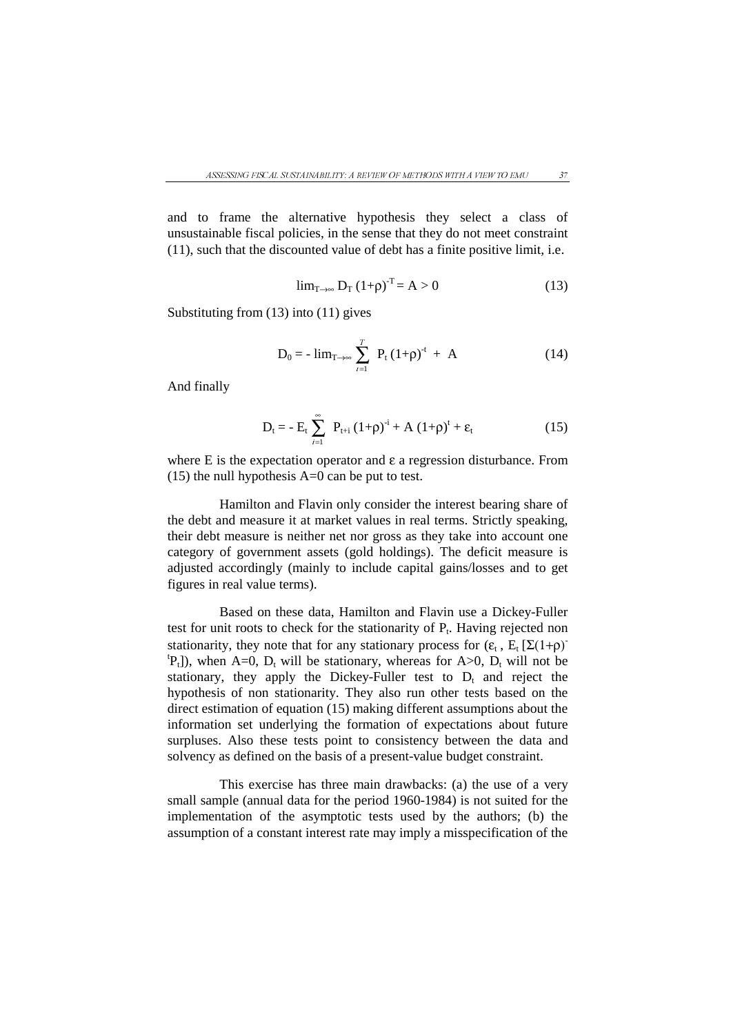and to frame the alternative hypothesis they select a class of unsustainable fiscal policies, in the sense that they do not meet constraint (11), such that the discounted value of debt has a finite positive limit, i.e.

$$\lim_{T\to\infty} D_T (1+\rho)^{-T} = A > 0 \tag{13}$$

Substituting from (13) into (11) gives

$$D_0 = - \lim_{T\to\infty} \sum_{t=1}^{T} P_t (1+\rho)^{-t} + A \tag{14}$$

And finally

$$D_t = - E_t \sum_{i=1}^{\infty} P_{t+i} (1+\rho)^{-i} + A (1+\rho)^{t} + \varepsilon_t \tag{15}$$

where E is the expectation operator and $\varepsilon$ a regression disturbance. From (15) the null hypothesis A=0 can be put to test.

Hamilton and Flavin only consider the interest bearing share of the debt and measure it at market values in real terms. Strictly speaking, their debt measure is neither net nor gross as they take into account one category of government assets (gold holdings). The deficit measure is adjusted accordingly (mainly to include capital gains/losses and to get figures in real value terms).

Based on these data, Hamilton and Flavin use a Dickey-Fuller test for unit roots to check for the stationarity of $P_t$. Having rejected non stationarity, they note that for any stationary process for ($\varepsilon_t$ , $E_t [\Sigma(1+\rho)^{-t}P_t]$), when A=0, $D_t$ will be stationary, whereas for A>0, $D_t$ will not be stationary, they apply the Dickey-Fuller test to $D_t$ and reject the hypothesis of non stationarity. They also run other tests based on the direct estimation of equation (15) making different assumptions about the information set underlying the formation of expectations about future surpluses. Also these tests point to consistency between the data and solvency as defined on the basis of a present-value budget constraint.

This exercise has three main drawbacks: (a) the use of a very small sample (annual data for the period 1960-1984) is not suited for the implementation of the asymptotic tests used by the authors; (b) the assumption of a constant interest rate may imply a misspecification of the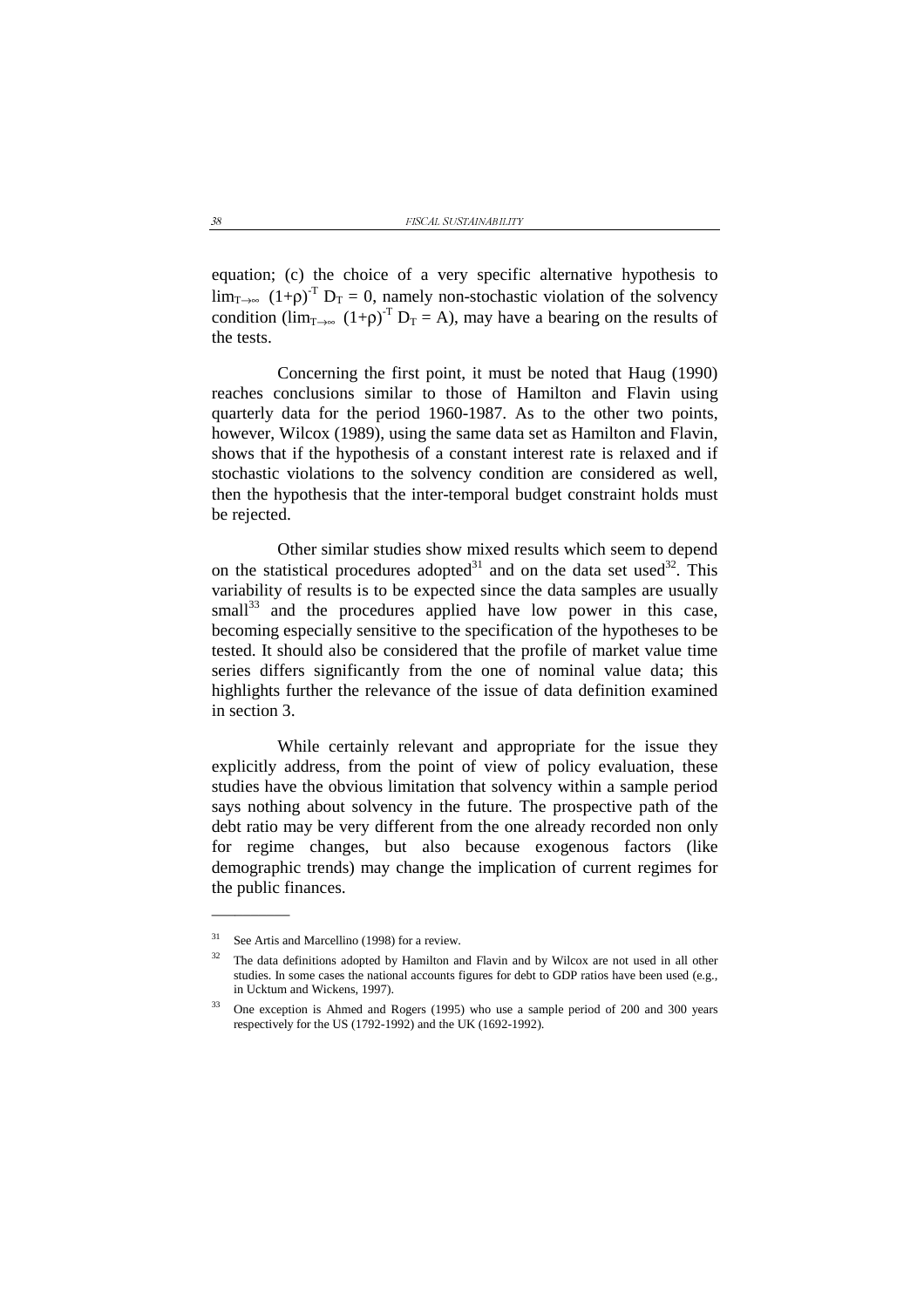equation; (c) the choice of a very specific alternative hypothesis to $\lim_{T\to\infty} (1+\rho)^{-T} D_T = 0$, namely non-stochastic violation of the solvency condition ($\lim_{T\to\infty} (1+\rho)^{-T} D_T = A$), may have a bearing on the results of the tests.

Concerning the first point, it must be noted that Haug (1990) reaches conclusions similar to those of Hamilton and Flavin using quarterly data for the period 1960-1987. As to the other two points, however, Wilcox (1989), using the same data set as Hamilton and Flavin, shows that if the hypothesis of a constant interest rate is relaxed and if stochastic violations to the solvency condition are considered as well, then the hypothesis that the inter-temporal budget constraint holds must be rejected.

Other similar studies show mixed results which seem to depend on the statistical procedures adopted[31] and on the data set used[32]. This variability of results is to be expected since the data samples are usually small[33] and the procedures applied have low power in this case, becoming especially sensitive to the specification of the hypotheses to be tested. It should also be considered that the profile of market value time series differs significantly from the one of nominal value data; this highlights further the relevance of the issue of data definition examined in section 3.

While certainly relevant and appropriate for the issue they explicitly address, from the point of view of policy evaluation, these studies have the obvious limitation that solvency within a sample period says nothing about solvency in the future. The prospective path of the debt ratio may be very different from the one already recorded non only for regime changes, but also because exogenous factors (like demographic trends) may change the implication of current regimes for the public finances.

---

[31] See Artis and Marcellino (1998) for a review.

[32] The data definitions adopted by Hamilton and Flavin and by Wilcox are not used in all other studies. In some cases the national accounts figures for debt to GDP ratios have been used (e.g., in Ucktum and Wickens, 1997).

[33] One exception is Ahmed and Rogers (1995) who use a sample period of 200 and 300 years respectively for the US (1792-1992) and the UK (1692-1992).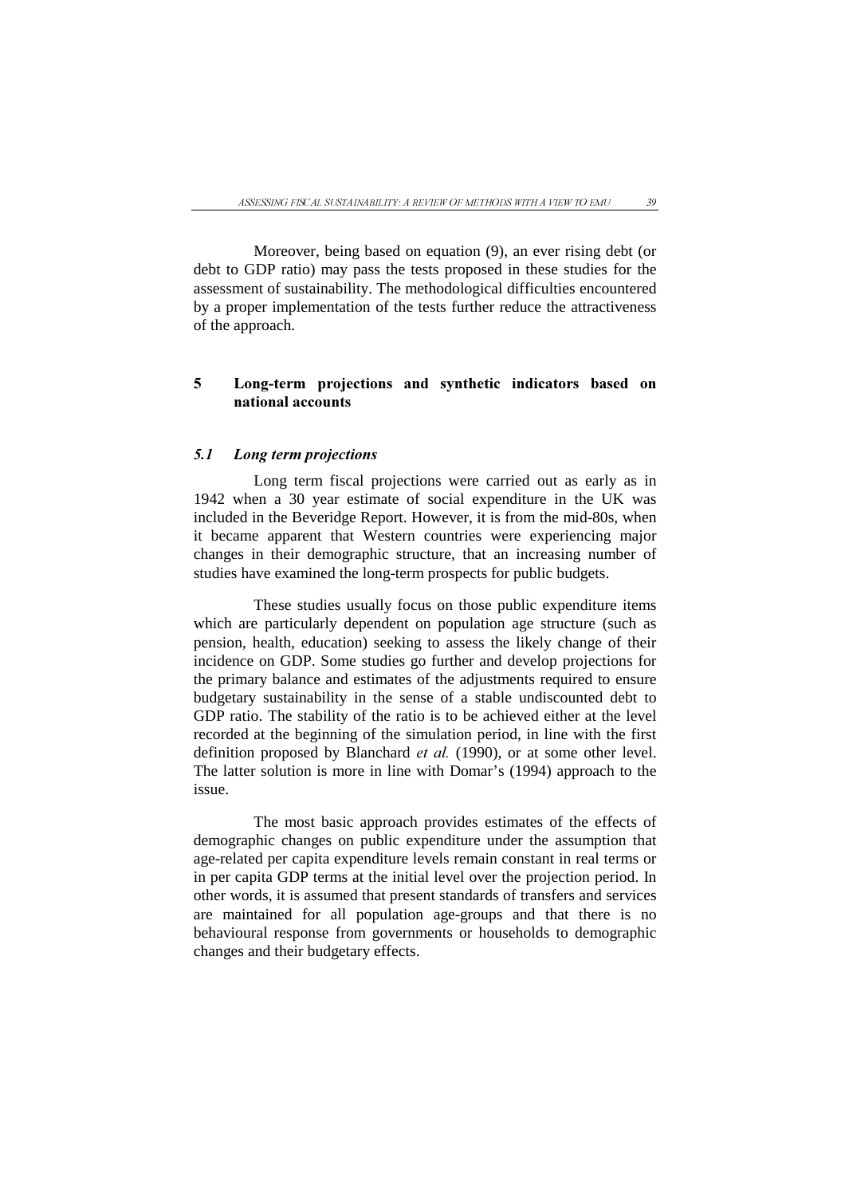Moreover, being based on equation (9), an ever rising debt (or debt to GDP ratio) may pass the tests proposed in these studies for the assessment of sustainability. The methodological difficulties encountered by a proper implementation of the tests further reduce the attractiveness of the approach.

## 5 Long-term projections and synthetic indicators based on national accounts

### *5.1 Long term projections*

Long term fiscal projections were carried out as early as in 1942 when a 30 year estimate of social expenditure in the UK was included in the Beveridge Report. However, it is from the mid-80s, when it became apparent that Western countries were experiencing major changes in their demographic structure, that an increasing number of studies have examined the long-term prospects for public budgets.

These studies usually focus on those public expenditure items which are particularly dependent on population age structure (such as pension, health, education) seeking to assess the likely change of their incidence on GDP. Some studies go further and develop projections for the primary balance and estimates of the adjustments required to ensure budgetary sustainability in the sense of a stable undiscounted debt to GDP ratio. The stability of the ratio is to be achieved either at the level recorded at the beginning of the simulation period, in line with the first definition proposed by Blanchard *et al.* (1990), or at some other level. The latter solution is more in line with Domar's (1994) approach to the issue.

The most basic approach provides estimates of the effects of demographic changes on public expenditure under the assumption that age-related per capita expenditure levels remain constant in real terms or in per capita GDP terms at the initial level over the projection period. In other words, it is assumed that present standards of transfers and services are maintained for all population age-groups and that there is no behavioural response from governments or households to demographic changes and their budgetary effects.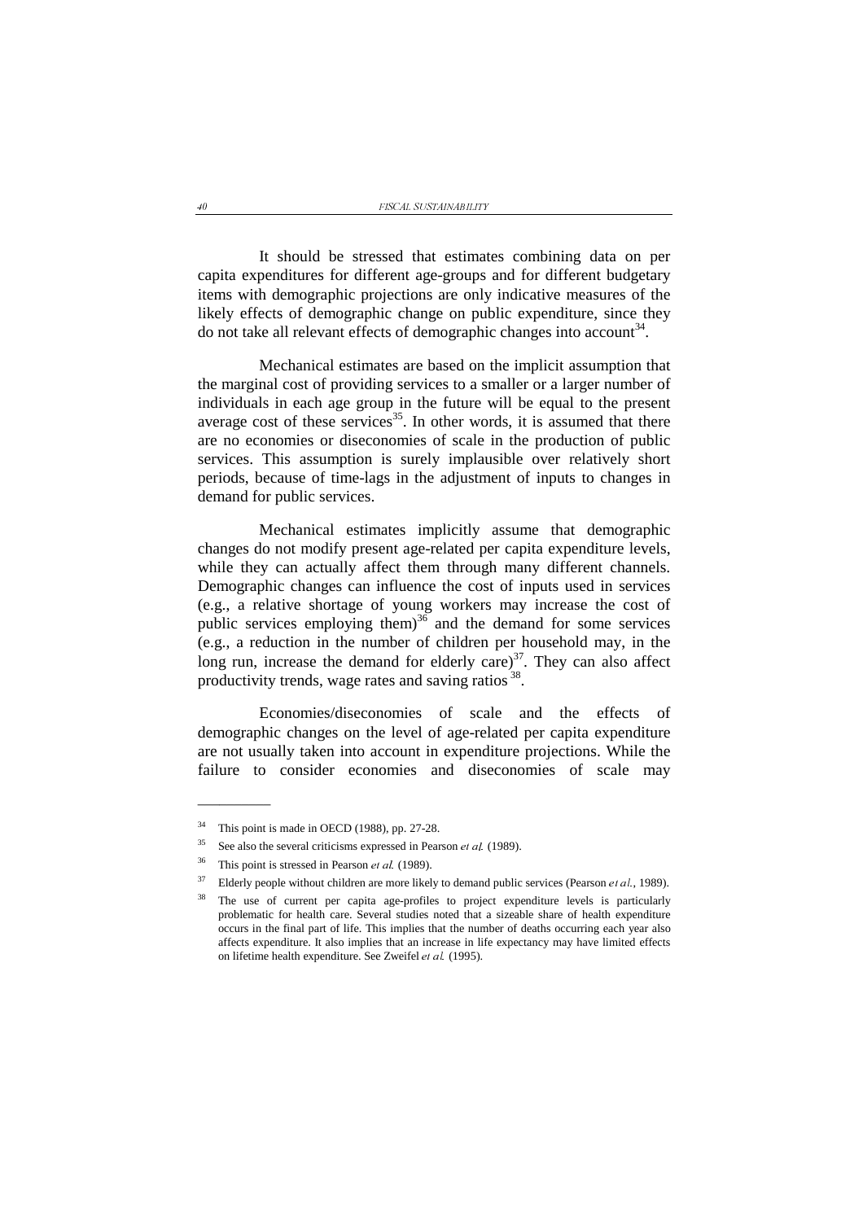It should be stressed that estimates combining data on per capita expenditures for different age-groups and for different budgetary items with demographic projections are only indicative measures of the likely effects of demographic change on public expenditure, since they do not take all relevant effects of demographic changes into account[34].

Mechanical estimates are based on the implicit assumption that the marginal cost of providing services to a smaller or a larger number of individuals in each age group in the future will be equal to the present average cost of these services[35]. In other words, it is assumed that there are no economies or diseconomies of scale in the production of public services. This assumption is surely implausible over relatively short periods, because of time-lags in the adjustment of inputs to changes in demand for public services.

Mechanical estimates implicitly assume that demographic changes do not modify present age-related per capita expenditure levels, while they can actually affect them through many different channels. Demographic changes can influence the cost of inputs used in services (e.g., a relative shortage of young workers may increase the cost of public services employing them)[36] and the demand for some services (e.g., a reduction in the number of children per household may, in the long run, increase the demand for elderly care)[37]. They can also affect productivity trends, wage rates and saving ratios[38].

Economies/diseconomies of scale and the effects of demographic changes on the level of age-related per capita expenditure are not usually taken into account in expenditure projections. While the failure to consider economies and diseconomies of scale may

---

[34] This point is made in OECD (1988), pp. 27-28.

[35] See also the several criticisms expressed in Pearson *et al.* (1989).

[36] This point is stressed in Pearson *et al.* (1989).

[37] Elderly people without children are more likely to demand public services (Pearson *et al.*, 1989).

[38] The use of current per capita age-profiles to project expenditure levels is particularly problematic for health care. Several studies noted that a sizeable share of health expenditure occurs in the final part of life. This implies that the number of deaths occurring each year also affects expenditure. It also implies that an increase in life expectancy may have limited effects on lifetime health expenditure. See Zweifel *et al.* (1995).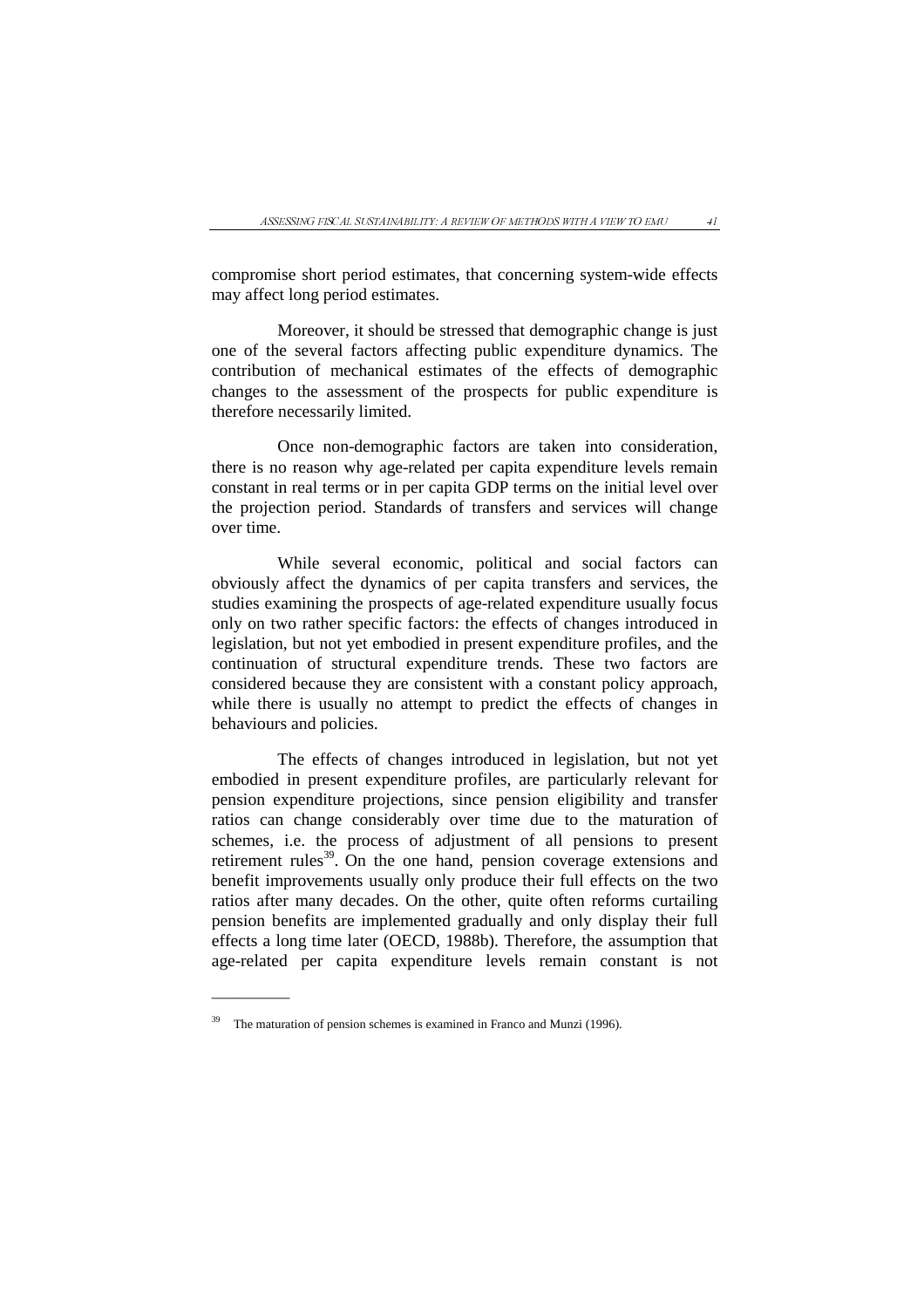compromise short period estimates, that concerning system-wide effects may affect long period estimates.

Moreover, it should be stressed that demographic change is just one of the several factors affecting public expenditure dynamics. The contribution of mechanical estimates of the effects of demographic changes to the assessment of the prospects for public expenditure is therefore necessarily limited.

Once non-demographic factors are taken into consideration, there is no reason why age-related per capita expenditure levels remain constant in real terms or in per capita GDP terms on the initial level over the projection period. Standards of transfers and services will change over time.

While several economic, political and social factors can obviously affect the dynamics of per capita transfers and services, the studies examining the prospects of age-related expenditure usually focus only on two rather specific factors: the effects of changes introduced in legislation, but not yet embodied in present expenditure profiles, and the continuation of structural expenditure trends. These two factors are considered because they are consistent with a constant policy approach, while there is usually no attempt to predict the effects of changes in behaviours and policies.

The effects of changes introduced in legislation, but not yet embodied in present expenditure profiles, are particularly relevant for pension expenditure projections, since pension eligibility and transfer ratios can change considerably over time due to the maturation of schemes, i.e. the process of adjustment of all pensions to present retirement rules[39]. On the one hand, pension coverage extensions and benefit improvements usually only produce their full effects on the two ratios after many decades. On the other, quite often reforms curtailing pension benefits are implemented gradually and only display their full effects a long time later (OECD, 1988b). Therefore, the assumption that age-related per capita expenditure levels remain constant is not

---

[39] The maturation of pension schemes is examined in Franco and Munzi (1996).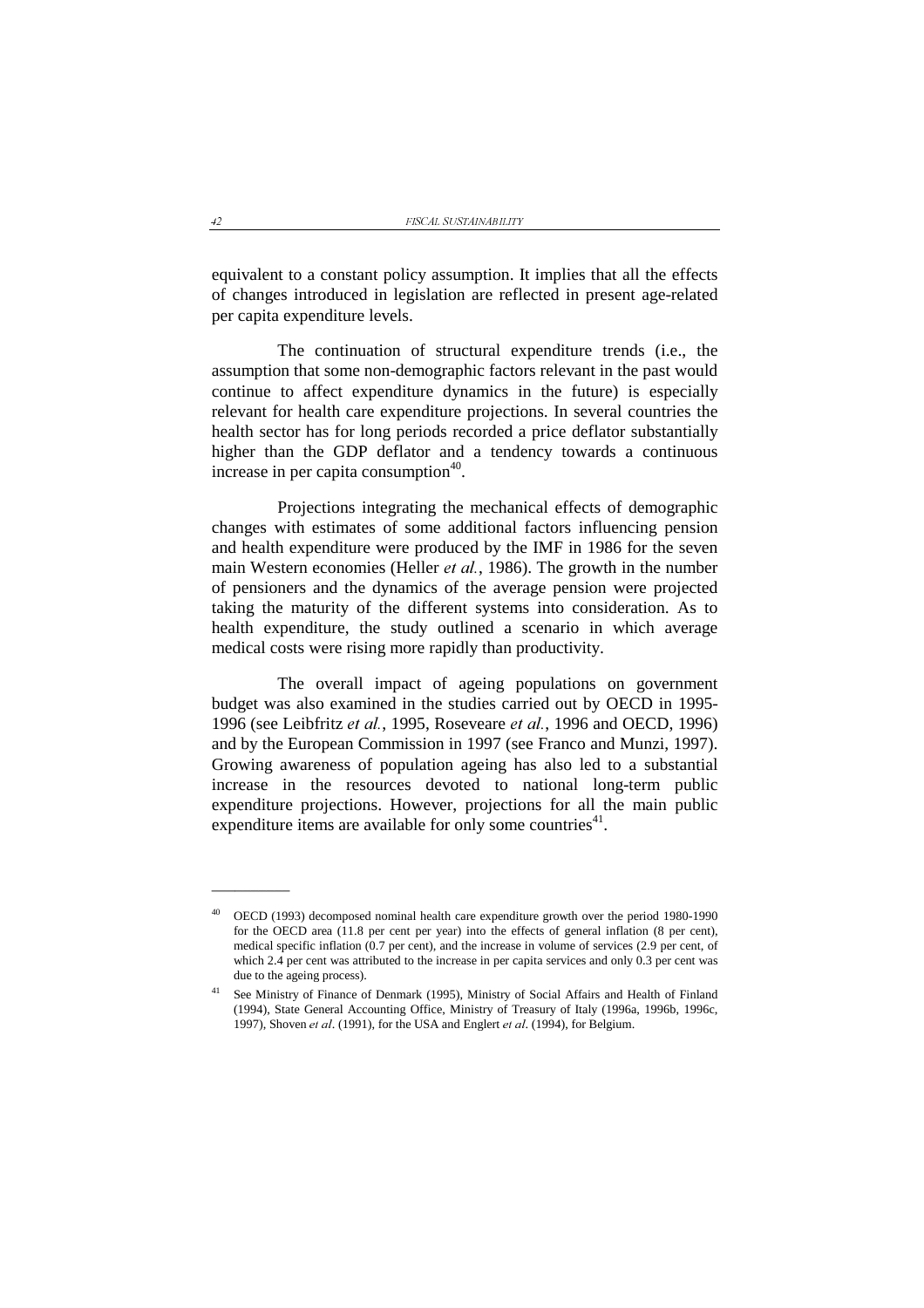equivalent to a constant policy assumption. It implies that all the effects of changes introduced in legislation are reflected in present age-related per capita expenditure levels.

The continuation of structural expenditure trends (i.e., the assumption that some non-demographic factors relevant in the past would continue to affect expenditure dynamics in the future) is especially relevant for health care expenditure projections. In several countries the health sector has for long periods recorded a price deflator substantially higher than the GDP deflator and a tendency towards a continuous increase in per capita consumption[40].

Projections integrating the mechanical effects of demographic changes with estimates of some additional factors influencing pension and health expenditure were produced by the IMF in 1986 for the seven main Western economies (Heller *et al.*, 1986). The growth in the number of pensioners and the dynamics of the average pension were projected taking the maturity of the different systems into consideration. As to health expenditure, the study outlined a scenario in which average medical costs were rising more rapidly than productivity.

The overall impact of ageing populations on government budget was also examined in the studies carried out by OECD in 1995-1996 (see Leibfritz *et al.*, 1995, Roseveare *et al.*, 1996 and OECD, 1996) and by the European Commission in 1997 (see Franco and Munzi, 1997). Growing awareness of population ageing has also led to a substantial increase in the resources devoted to national long-term public expenditure projections. However, projections for all the main public expenditure items are available for only some countries[41].

---

[40] OECD (1993) decomposed nominal health care expenditure growth over the period 1980-1990 for the OECD area (11.8 per cent per year) into the effects of general inflation (8 per cent), medical specific inflation (0.7 per cent), and the increase in volume of services (2.9 per cent, of which 2.4 per cent was attributed to the increase in per capita services and only 0.3 per cent was due to the ageing process).

[41] See Ministry of Finance of Denmark (1995), Ministry of Social Affairs and Health of Finland (1994), State General Accounting Office, Ministry of Treasury of Italy (1996a, 1996b, 1996c, 1997), Shoven *et al*. (1991), for the USA and Englert *et al*. (1994), for Belgium.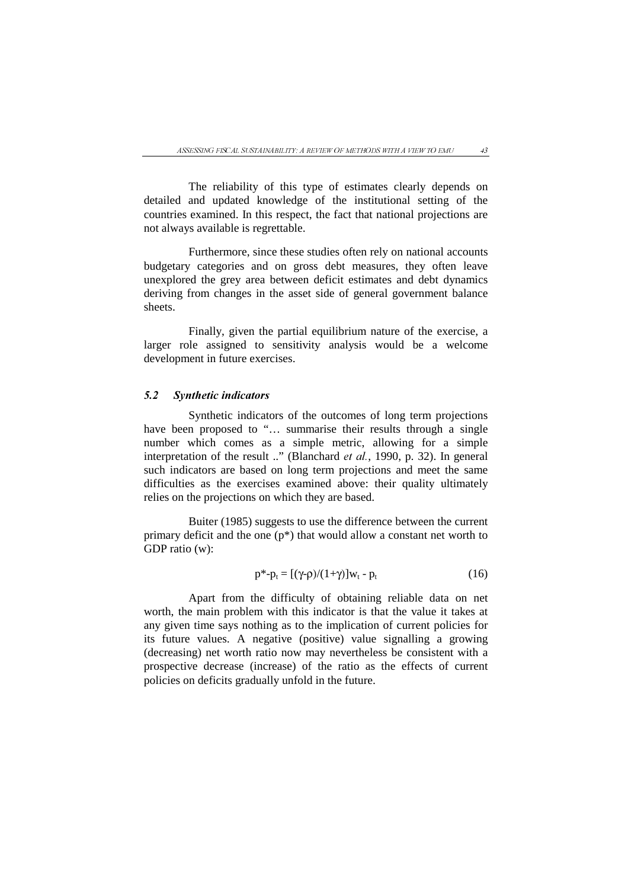The reliability of this type of estimates clearly depends on detailed and updated knowledge of the institutional setting of the countries examined. In this respect, the fact that national projections are not always available is regrettable.

Furthermore, since these studies often rely on national accounts budgetary categories and on gross debt measures, they often leave unexplored the grey area between deficit estimates and debt dynamics deriving from changes in the asset side of general government balance sheets.

Finally, given the partial equilibrium nature of the exercise, a larger role assigned to sensitivity analysis would be a welcome development in future exercises.

### *5.2 Synthetic indicators*

Synthetic indicators of the outcomes of long term projections have been proposed to "… summarise their results through a single number which comes as a simple metric, allowing for a simple interpretation of the result .." (Blanchard *et al.*, 1990, p. 32). In general such indicators are based on long term projections and meet the same difficulties as the exercises examined above: their quality ultimately relies on the projections on which they are based.

Buiter (1985) suggests to use the difference between the current primary deficit and the one ($p^*$) that would allow a constant net worth to GDP ratio (w):

$$p^*-p_t = [(\gamma-\rho)/(1+\gamma)]w_t - p_t \tag{16}$$

Apart from the difficulty of obtaining reliable data on net worth, the main problem with this indicator is that the value it takes at any given time says nothing as to the implication of current policies for its future values. A negative (positive) value signalling a growing (decreasing) net worth ratio now may nevertheless be consistent with a prospective decrease (increase) of the ratio as the effects of current policies on deficits gradually unfold in the future.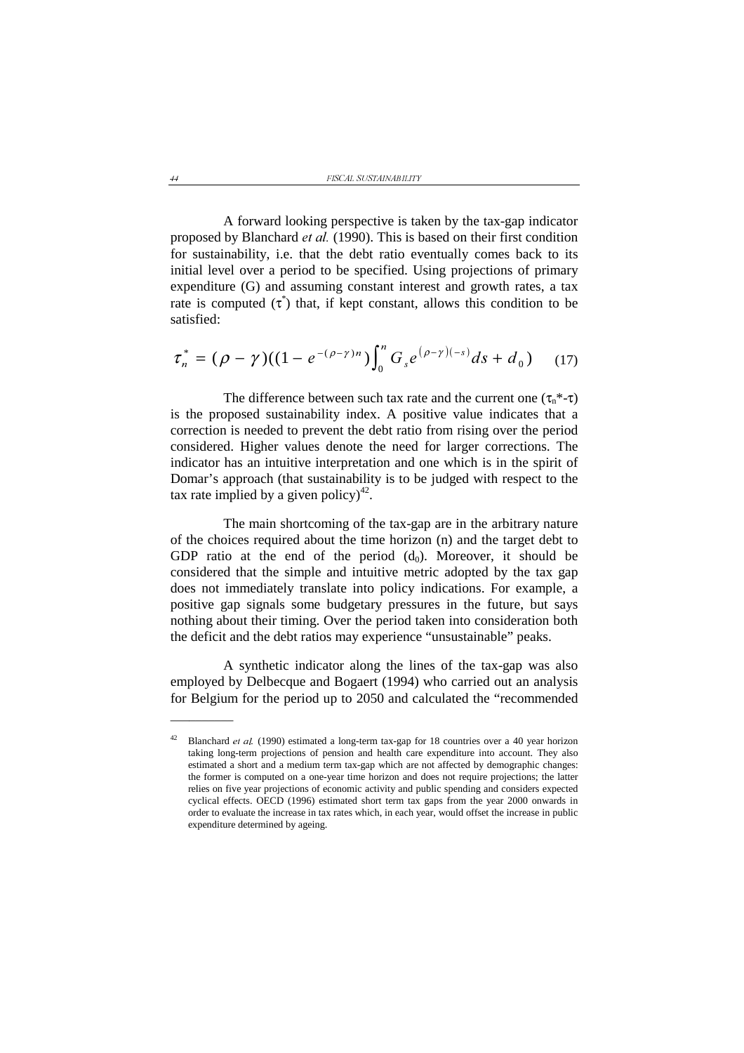A forward looking perspective is taken by the tax-gap indicator proposed by Blanchard *et al.* (1990). This is based on their first condition for sustainability, i.e. that the debt ratio eventually comes back to its initial level over a period to be specified. Using projections of primary expenditure (G) and assuming constant interest and growth rates, a tax rate is computed ($\tau^*$) that, if kept constant, allows this condition to be satisfied:

$$\tau_n^* = (\rho - \gamma)((1 - e^{-(\rho-\gamma)n})\int_0^n G_s e^{(\rho-\gamma)(-s)} ds + d_0) \quad (17)$$

The difference between such tax rate and the current one ($\tau_n^*-\tau$) is the proposed sustainability index. A positive value indicates that a correction is needed to prevent the debt ratio from rising over the period considered. Higher values denote the need for larger corrections. The indicator has an intuitive interpretation and one which is in the spirit of Domar's approach (that sustainability is to be judged with respect to the tax rate implied by a given policy)[42].

The main shortcoming of the tax-gap are in the arbitrary nature of the choices required about the time horizon (n) and the target debt to GDP ratio at the end of the period ($d_0$). Moreover, it should be considered that the simple and intuitive metric adopted by the tax gap does not immediately translate into policy indications. For example, a positive gap signals some budgetary pressures in the future, but says nothing about their timing. Over the period taken into consideration both the deficit and the debt ratios may experience "unsustainable" peaks.

A synthetic indicator along the lines of the tax-gap was also employed by Delbecque and Bogaert (1994) who carried out an analysis for Belgium for the period up to 2050 and calculated the "recommended

---

[42] Blanchard *et al.* (1990) estimated a long-term tax-gap for 18 countries over a 40 year horizon taking long-term projections of pension and health care expenditure into account. They also estimated a short and a medium term tax-gap which are not affected by demographic changes: the former is computed on a one-year time horizon and does not require projections; the latter relies on five year projections of economic activity and public spending and considers expected cyclical effects. OECD (1996) estimated short term tax gaps from the year 2000 onwards in order to evaluate the increase in tax rates which, in each year, would offset the increase in public expenditure determined by ageing.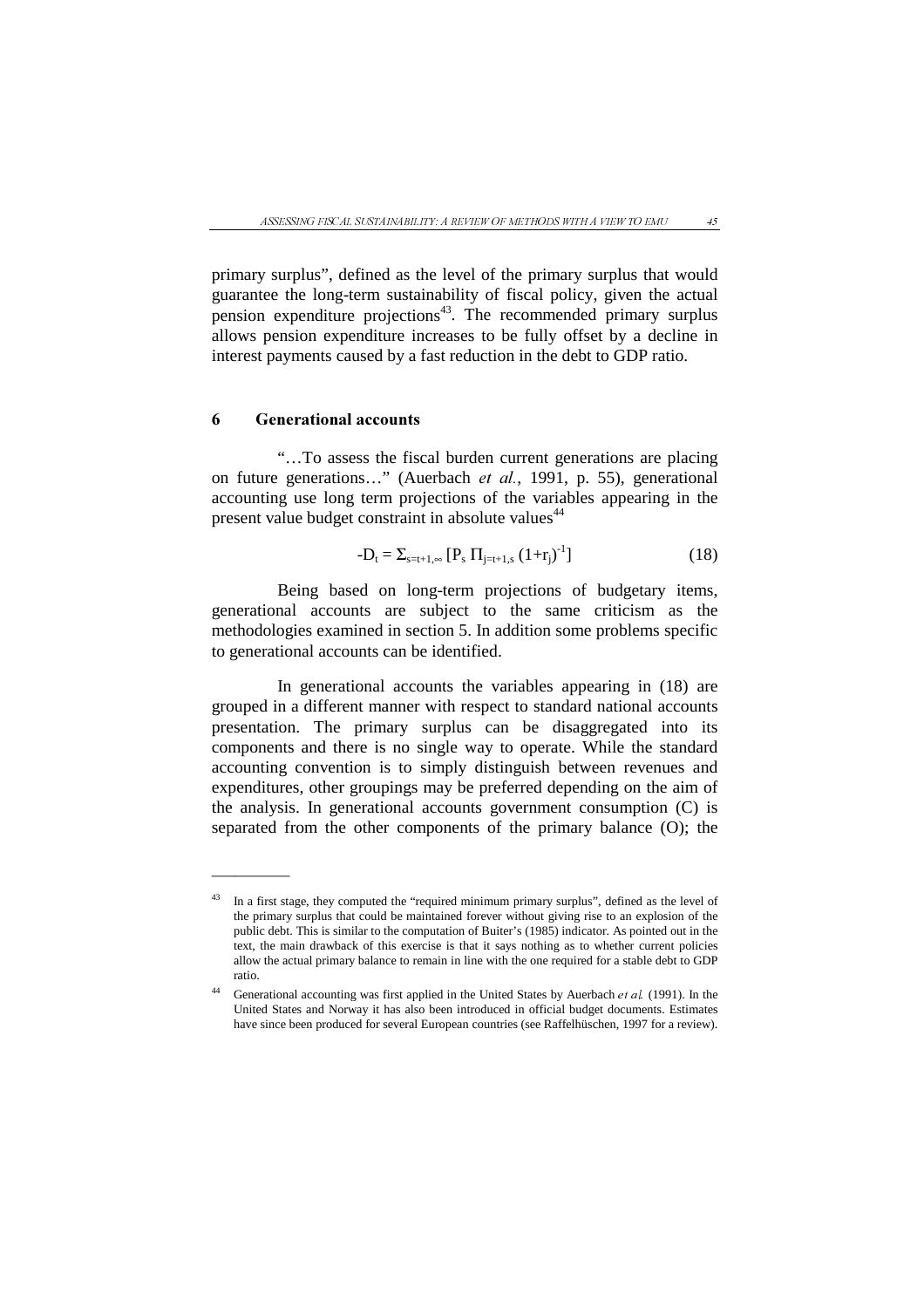primary surplus", defined as the level of the primary surplus that would guarantee the long-term sustainability of fiscal policy, given the actual pension expenditure projections[43]. The recommended primary surplus allows pension expenditure increases to be fully offset by a decline in interest payments caused by a fast reduction in the debt to GDP ratio.

## 6 Generational accounts

"…To assess the fiscal burden current generations are placing on future generations…" (Auerbach *et al.*, 1991, p. 55), generational accounting use long term projections of the variables appearing in the present value budget constraint in absolute values[44]

$$-D_t = \Sigma_{s=t+1,\infty} [P_s \, \Pi_{j=t+1,s} (1+r_j)^{-1}] \tag{18}$$

Being based on long-term projections of budgetary items, generational accounts are subject to the same criticism as the methodologies examined in section 5. In addition some problems specific to generational accounts can be identified.

In generational accounts the variables appearing in (18) are grouped in a different manner with respect to standard national accounts presentation. The primary surplus can be disaggregated into its components and there is no single way to operate. While the standard accounting convention is to simply distinguish between revenues and expenditures, other groupings may be preferred depending on the aim of the analysis. In generational accounts government consumption (C) is separated from the other components of the primary balance (O); the

---

[43] In a first stage, they computed the "required minimum primary surplus", defined as the level of the primary surplus that could be maintained forever without giving rise to an explosion of the public debt. This is similar to the computation of Buiter's (1985) indicator. As pointed out in the text, the main drawback of this exercise is that it says nothing as to whether current policies allow the actual primary balance to remain in line with the one required for a stable debt to GDP ratio.

[44] Generational accounting was first applied in the United States by Auerbach *et al.* (1991). In the United States and Norway it has also been introduced in official budget documents. Estimates have since been produced for several European countries (see Raffelhüschen, 1997 for a review).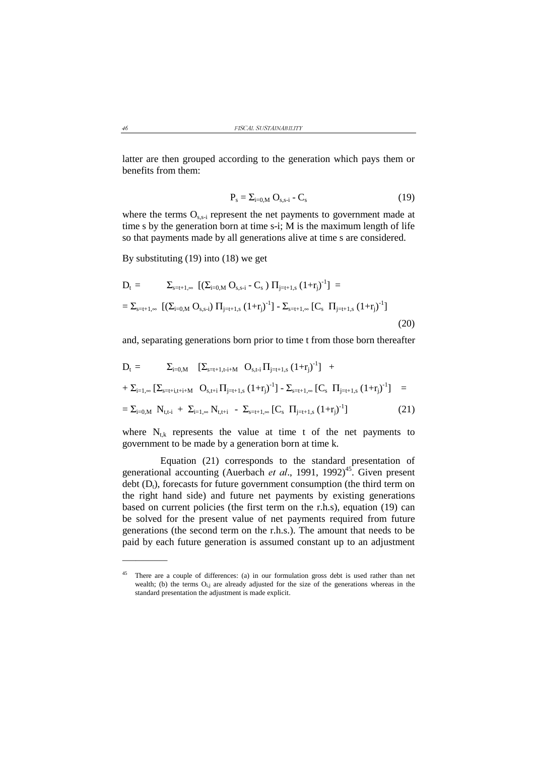latter are then grouped according to the generation which pays them or benefits from them:

$$P_s = \Sigma_{i=0,M} O_{s,s-i} - C_s \tag{19}$$

where the terms $O_{s,s-i}$ represent the net payments to government made at time s by the generation born at time s-i; M is the maximum length of life so that payments made by all generations alive at time s are considered.

By substituting (19) into (18) we get

$$D_t = \Sigma_{s=t+1,\infty} [(\Sigma_{i=0,M} O_{s,s-i} - C_s) \Pi_{j=t+1,s} (1+r_j)^{-1}] =$$
$$= \Sigma_{s=t+1,\infty} [(\Sigma_{i=0,M} O_{s,s-i}) \Pi_{j=t+1,s} (1+r_j)^{-1}] - \Sigma_{s=t+1,\infty} [C_s \Pi_{j=t+1,s} (1+r_j)^{-1}] \tag{20}$$

and, separating generations born prior to time t from those born thereafter

$$D_t = \Sigma_{i=0,M} [\Sigma_{s=t+1,t-i+M} O_{s,t-i} \Pi_{j=t+1,s} (1+r_j)^{-1}] +$$
$$+ \Sigma_{i=1,\infty} [\Sigma_{s=t+i,t+i+M} O_{s,t+i} \Pi_{j=t+1,s} (1+r_j)^{-1}] - \Sigma_{s=t+1,\infty} [C_s \Pi_{j=t+1,s} (1+r_j)^{-1}] =$$
$$= \Sigma_{i=0,M} N_{t,t-i} + \Sigma_{i=1,\infty} N_{t,t+i} - \Sigma_{s=t+1,\infty} [C_s \Pi_{j=t+1,s} (1+r_j)^{-1}] \tag{21}$$

where $N_{t,k}$ represents the value at time t of the net payments to government to be made by a generation born at time k.

Equation (21) corresponds to the standard presentation of generational accounting (Auerbach *et al*., 1991, 1992)[45]. Given present debt ($D_t$), forecasts for future government consumption (the third term on the right hand side) and future net payments by existing generations based on current policies (the first term on the r.h.s), equation (19) can be solved for the present value of net payments required from future generations (the second term on the r.h.s.). The amount that needs to be paid by each future generation is assumed constant up to an adjustment

---

[45] There are a couple of differences: (a) in our formulation gross debt is used rather than net wealth; (b) the terms $O_{i,j}$ are already adjusted for the size of the generations whereas in the standard presentation the adjustment is made explicit.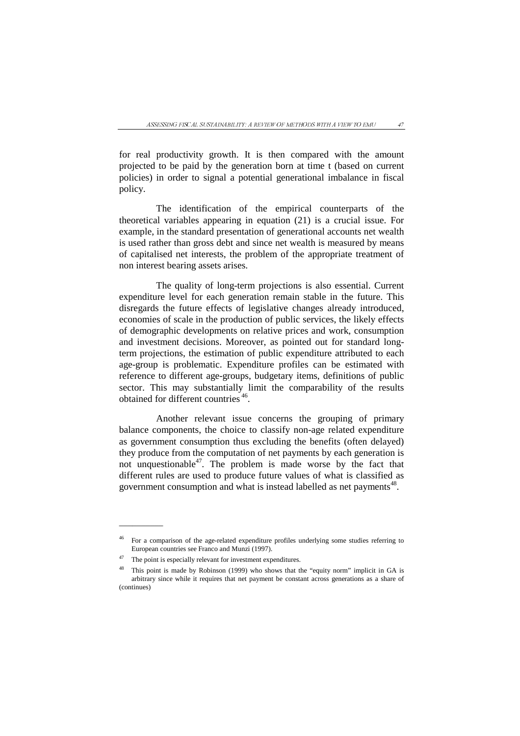for real productivity growth. It is then compared with the amount projected to be paid by the generation born at time t (based on current policies) in order to signal a potential generational imbalance in fiscal policy.

The identification of the empirical counterparts of the theoretical variables appearing in equation (21) is a crucial issue. For example, in the standard presentation of generational accounts net wealth is used rather than gross debt and since net wealth is measured by means of capitalised net interests, the problem of the appropriate treatment of non interest bearing assets arises.

The quality of long-term projections is also essential. Current expenditure level for each generation remain stable in the future. This disregards the future effects of legislative changes already introduced, economies of scale in the production of public services, the likely effects of demographic developments on relative prices and work, consumption and investment decisions. Moreover, as pointed out for standard long-term projections, the estimation of public expenditure attributed to each age-group is problematic. Expenditure profiles can be estimated with reference to different age-groups, budgetary items, definitions of public sector. This may substantially limit the comparability of the results obtained for different countries [46].

Another relevant issue concerns the grouping of primary balance components, the choice to classify non-age related expenditure as government consumption thus excluding the benefits (often delayed) they produce from the computation of net payments by each generation is not unquestionable[47]. The problem is made worse by the fact that different rules are used to produce future values of what is classified as government consumption and what is instead labelled as net payments[48].

---

[46] For a comparison of the age-related expenditure profiles underlying some studies referring to European countries see Franco and Munzi (1997).

[47] The point is especially relevant for investment expenditures.

[48] This point is made by Robinson (1999) who shows that the "equity norm" implicit in GA is arbitrary since while it requires that net payment be constant across generations as a share of (continues)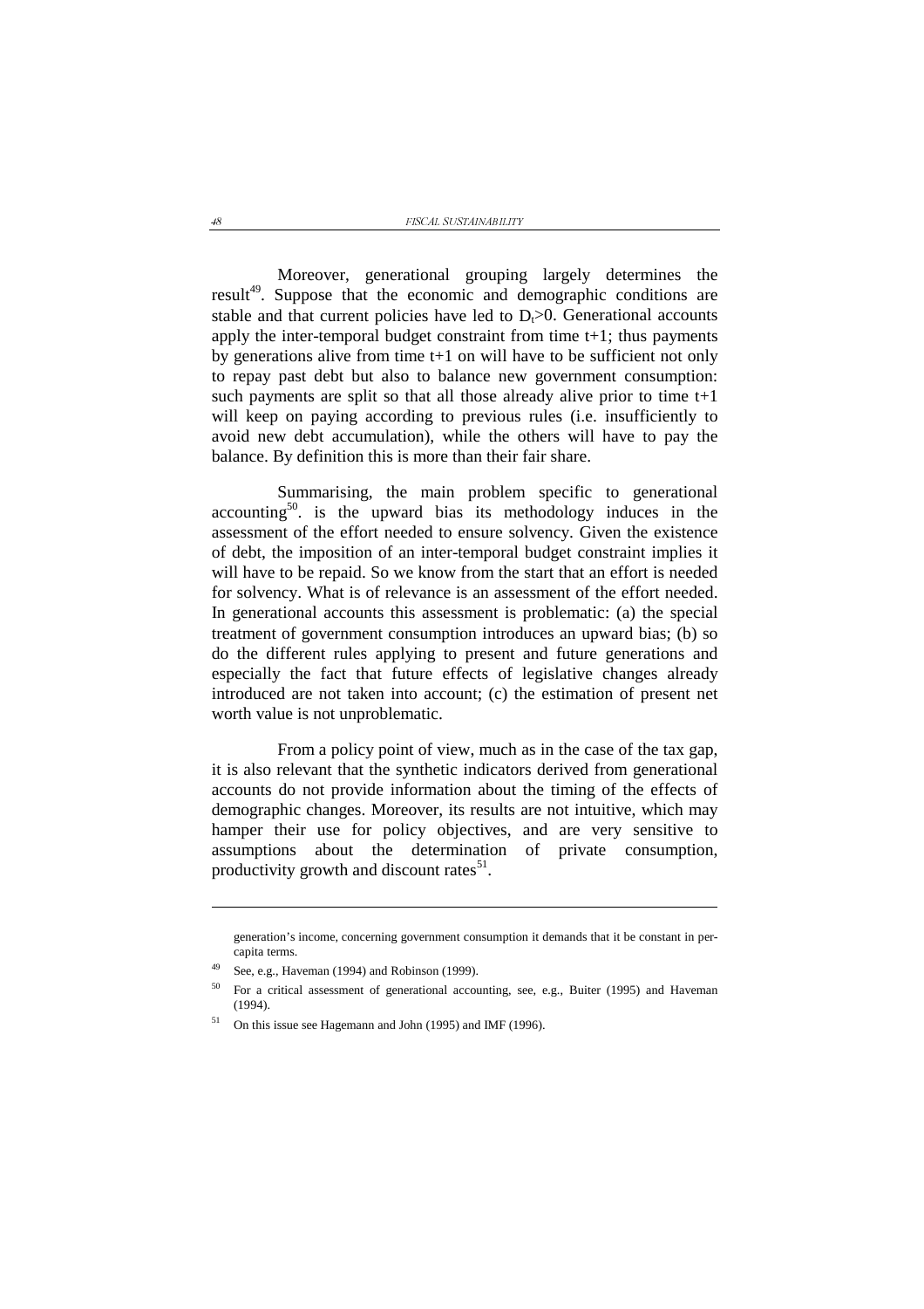Moreover, generational grouping largely determines the result[49]. Suppose that the economic and demographic conditions are stable and that current policies have led to $D_t>0$. Generational accounts apply the inter-temporal budget constraint from time t+1; thus payments by generations alive from time t+1 on will have to be sufficient not only to repay past debt but also to balance new government consumption: such payments are split so that all those already alive prior to time t+1 will keep on paying according to previous rules (i.e. insufficiently to avoid new debt accumulation), while the others will have to pay the balance. By definition this is more than their fair share.

Summarising, the main problem specific to generational accounting[50]. is the upward bias its methodology induces in the assessment of the effort needed to ensure solvency. Given the existence of debt, the imposition of an inter-temporal budget constraint implies it will have to be repaid. So we know from the start that an effort is needed for solvency. What is of relevance is an assessment of the effort needed. In generational accounts this assessment is problematic: (a) the special treatment of government consumption introduces an upward bias; (b) so do the different rules applying to present and future generations and especially the fact that future effects of legislative changes already introduced are not taken into account; (c) the estimation of present net worth value is not unproblematic.

From a policy point of view, much as in the case of the tax gap, it is also relevant that the synthetic indicators derived from generational accounts do not provide information about the timing of the effects of demographic changes. Moreover, its results are not intuitive, which may hamper their use for policy objectives, and are very sensitive to assumptions about the determination of private consumption, productivity growth and discount rates[51].

---

generation's income, concerning government consumption it demands that it be constant in per-capita terms.

[49] See, e.g., Haveman (1994) and Robinson (1999).

[50] For a critical assessment of generational accounting, see, e.g., Buiter (1995) and Haveman (1994).

[51] On this issue see Hagemann and John (1995) and IMF (1996).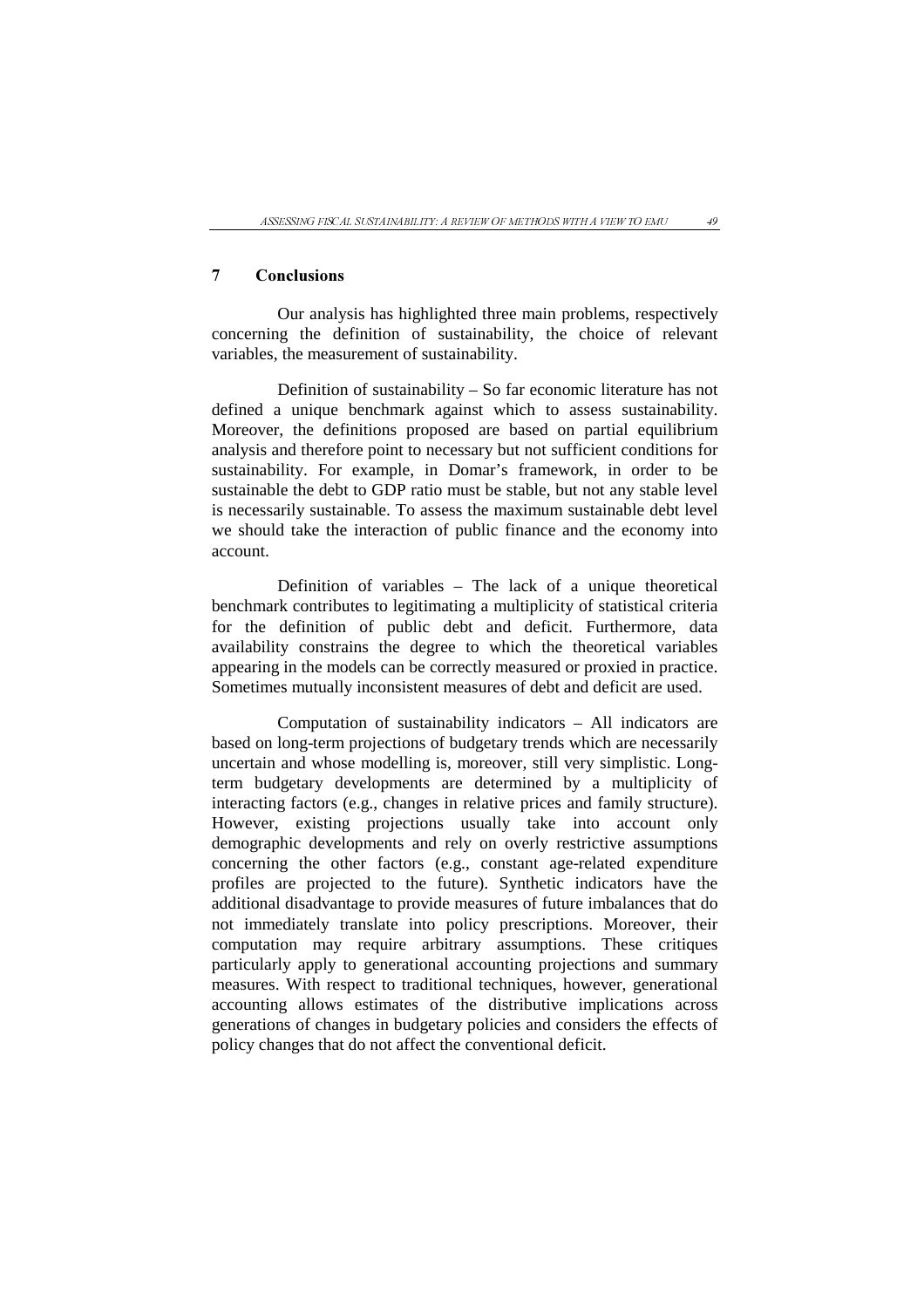## 7 Conclusions

Our analysis has highlighted three main problems, respectively concerning the definition of sustainability, the choice of relevant variables, the measurement of sustainability.

Definition of sustainability – So far economic literature has not defined a unique benchmark against which to assess sustainability. Moreover, the definitions proposed are based on partial equilibrium analysis and therefore point to necessary but not sufficient conditions for sustainability. For example, in Domar's framework, in order to be sustainable the debt to GDP ratio must be stable, but not any stable level is necessarily sustainable. To assess the maximum sustainable debt level we should take the interaction of public finance and the economy into account.

Definition of variables – The lack of a unique theoretical benchmark contributes to legitimating a multiplicity of statistical criteria for the definition of public debt and deficit. Furthermore, data availability constrains the degree to which the theoretical variables appearing in the models can be correctly measured or proxied in practice. Sometimes mutually inconsistent measures of debt and deficit are used.

Computation of sustainability indicators – All indicators are based on long-term projections of budgetary trends which are necessarily uncertain and whose modelling is, moreover, still very simplistic. Long-term budgetary developments are determined by a multiplicity of interacting factors (e.g., changes in relative prices and family structure). However, existing projections usually take into account only demographic developments and rely on overly restrictive assumptions concerning the other factors (e.g., constant age-related expenditure profiles are projected to the future). Synthetic indicators have the additional disadvantage to provide measures of future imbalances that do not immediately translate into policy prescriptions. Moreover, their computation may require arbitrary assumptions. These critiques particularly apply to generational accounting projections and summary measures. With respect to traditional techniques, however, generational accounting allows estimates of the distributive implications across generations of changes in budgetary policies and considers the effects of policy changes that do not affect the conventional deficit.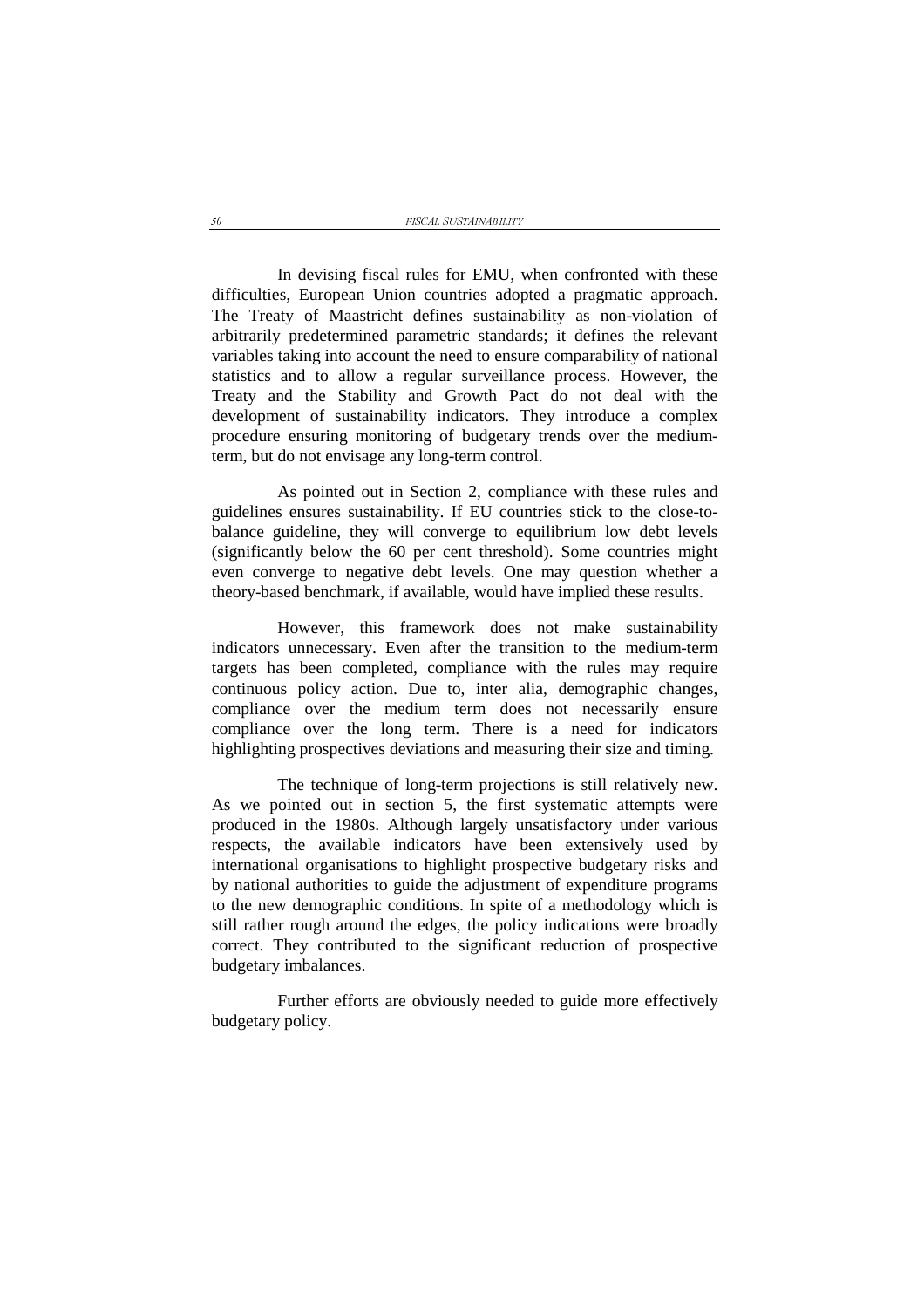In devising fiscal rules for EMU, when confronted with these difficulties, European Union countries adopted a pragmatic approach. The Treaty of Maastricht defines sustainability as non-violation of arbitrarily predetermined parametric standards; it defines the relevant variables taking into account the need to ensure comparability of national statistics and to allow a regular surveillance process. However, the Treaty and the Stability and Growth Pact do not deal with the development of sustainability indicators. They introduce a complex procedure ensuring monitoring of budgetary trends over the medium-term, but do not envisage any long-term control.

As pointed out in Section 2, compliance with these rules and guidelines ensures sustainability. If EU countries stick to the close-to-balance guideline, they will converge to equilibrium low debt levels (significantly below the 60 per cent threshold). Some countries might even converge to negative debt levels. One may question whether a theory-based benchmark, if available, would have implied these results.

However, this framework does not make sustainability indicators unnecessary. Even after the transition to the medium-term targets has been completed, compliance with the rules may require continuous policy action. Due to, inter alia, demographic changes, compliance over the medium term does not necessarily ensure compliance over the long term. There is a need for indicators highlighting prospectives deviations and measuring their size and timing.

The technique of long-term projections is still relatively new. As we pointed out in section 5, the first systematic attempts were produced in the 1980s. Although largely unsatisfactory under various respects, the available indicators have been extensively used by international organisations to highlight prospective budgetary risks and by national authorities to guide the adjustment of expenditure programs to the new demographic conditions. In spite of a methodology which is still rather rough around the edges, the policy indications were broadly correct. They contributed to the significant reduction of prospective budgetary imbalances.

Further efforts are obviously needed to guide more effectively budgetary policy.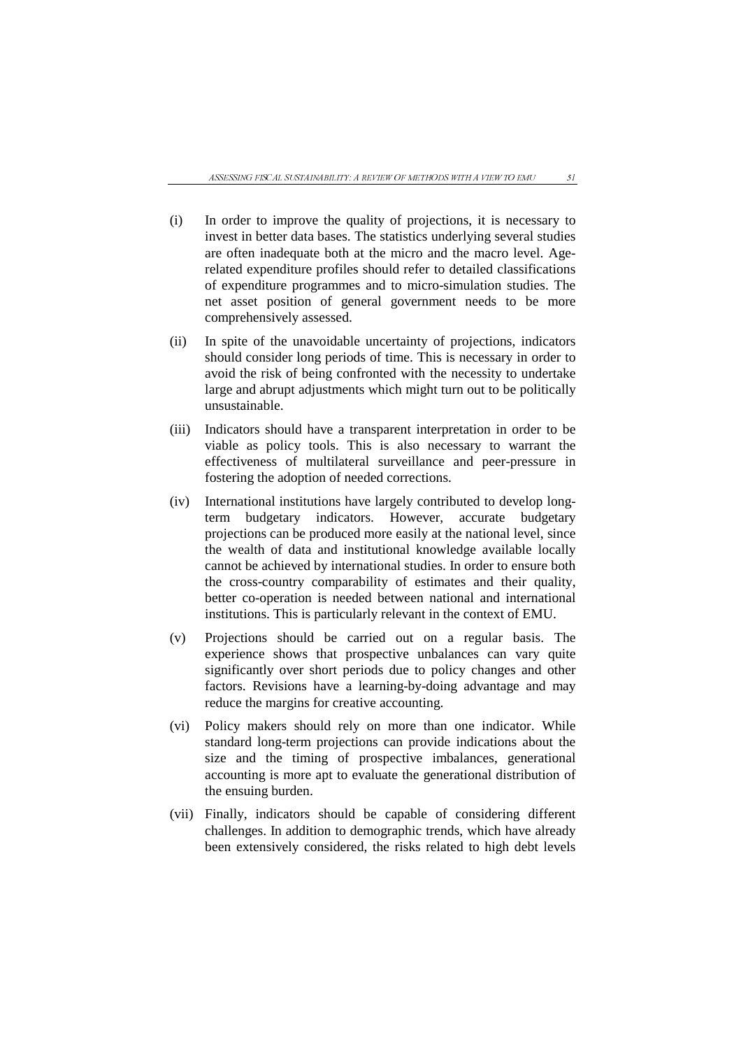(i) In order to improve the quality of projections, it is necessary to invest in better data bases. The statistics underlying several studies are often inadequate both at the micro and the macro level. Age-related expenditure profiles should refer to detailed classifications of expenditure programmes and to micro-simulation studies. The net asset position of general government needs to be more comprehensively assessed.

(ii) In spite of the unavoidable uncertainty of projections, indicators should consider long periods of time. This is necessary in order to avoid the risk of being confronted with the necessity to undertake large and abrupt adjustments which might turn out to be politically unsustainable.

(iii) Indicators should have a transparent interpretation in order to be viable as policy tools. This is also necessary to warrant the effectiveness of multilateral surveillance and peer-pressure in fostering the adoption of needed corrections.

(iv) International institutions have largely contributed to develop long-term budgetary indicators. However, accurate budgetary projections can be produced more easily at the national level, since the wealth of data and institutional knowledge available locally cannot be achieved by international studies. In order to ensure both the cross-country comparability of estimates and their quality, better co-operation is needed between national and international institutions. This is particularly relevant in the context of EMU.

(v) Projections should be carried out on a regular basis. The experience shows that prospective unbalances can vary quite significantly over short periods due to policy changes and other factors. Revisions have a learning-by-doing advantage and may reduce the margins for creative accounting.

(vi) Policy makers should rely on more than one indicator. While standard long-term projections can provide indications about the size and the timing of prospective imbalances, generational accounting is more apt to evaluate the generational distribution of the ensuing burden.

(vii) Finally, indicators should be capable of considering different challenges. In addition to demographic trends, which have already been extensively considered, the risks related to high debt levels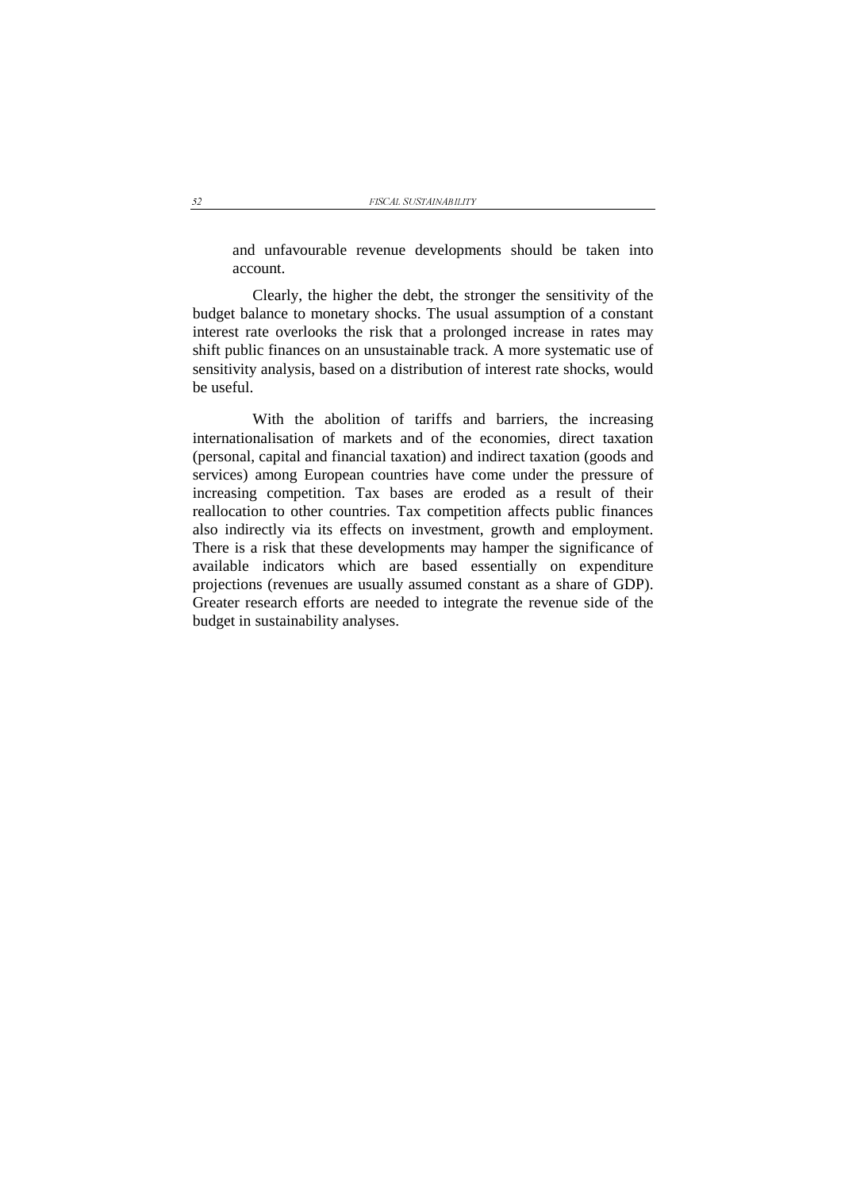and unfavourable revenue developments should be taken into account.

Clearly, the higher the debt, the stronger the sensitivity of the budget balance to monetary shocks. The usual assumption of a constant interest rate overlooks the risk that a prolonged increase in rates may shift public finances on an unsustainable track. A more systematic use of sensitivity analysis, based on a distribution of interest rate shocks, would be useful.

With the abolition of tariffs and barriers, the increasing internationalisation of markets and of the economies, direct taxation (personal, capital and financial taxation) and indirect taxation (goods and services) among European countries have come under the pressure of increasing competition. Tax bases are eroded as a result of their reallocation to other countries. Tax competition affects public finances also indirectly via its effects on investment, growth and employment. There is a risk that these developments may hamper the significance of available indicators which are based essentially on expenditure projections (revenues are usually assumed constant as a share of GDP). Greater research efforts are needed to integrate the revenue side of the budget in sustainability analyses.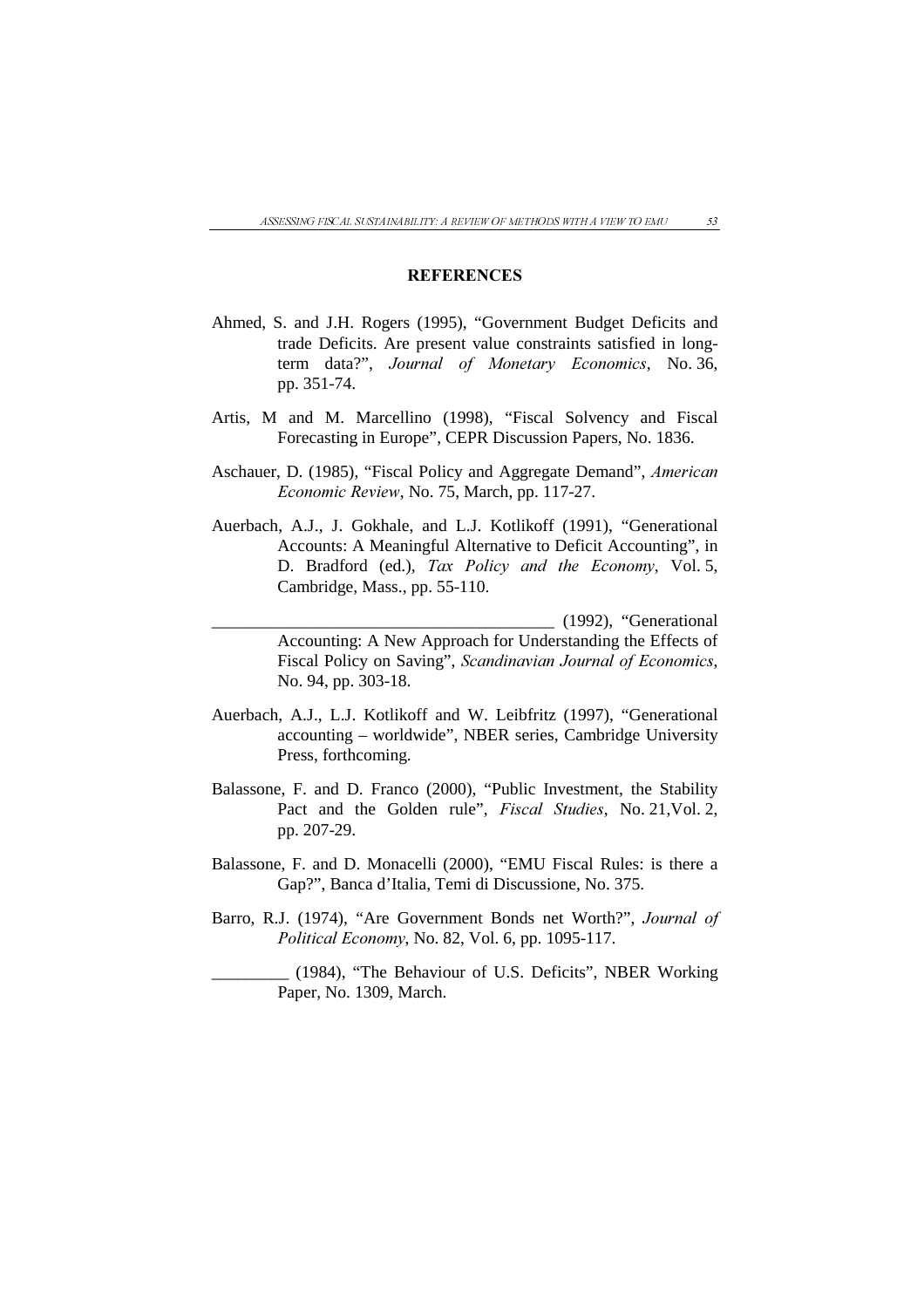## REFERENCES

Ahmed, S. and J.H. Rogers (1995), "Government Budget Deficits and trade Deficits. Are present value constraints satisfied in long-term data?", *Journal of Monetary Economics*, No. 36, pp. 351-74.

Artis, M and M. Marcellino (1998), "Fiscal Solvency and Fiscal Forecasting in Europe", CEPR Discussion Papers, No. 1836.

Aschauer, D. (1985), "Fiscal Policy and Aggregate Demand", *American Economic Review*, No. 75, March, pp. 117-27.

Auerbach, A.J., J. Gokhale, and L.J. Kotlikoff (1991), "Generational Accounts: A Meaningful Alternative to Deficit Accounting", in D. Bradford (ed.), *Tax Policy and the Economy*, Vol. 5, Cambridge, Mass., pp. 55-110.

________________________________________ (1992), "Generational Accounting: A New Approach for Understanding the Effects of Fiscal Policy on Saving", *Scandinavian Journal of Economics*, No. 94, pp. 303-18.

Auerbach, A.J., L.J. Kotlikoff and W. Leibfritz (1997), "Generational accounting – worldwide", NBER series, Cambridge University Press, forthcoming.

Balassone, F. and D. Franco (2000), "Public Investment, the Stability Pact and the Golden rule", *Fiscal Studies*, No. 21,Vol. 2, pp. 207-29.

Balassone, F. and D. Monacelli (2000), "EMU Fiscal Rules: is there a Gap?", Banca d'Italia, Temi di Discussione, No. 375.

Barro, R.J. (1974), "Are Government Bonds net Worth?", *Journal of Political Economy*, No. 82, Vol. 6, pp. 1095-117.

_________ (1984), "The Behaviour of U.S. Deficits", NBER Working Paper, No. 1309, March.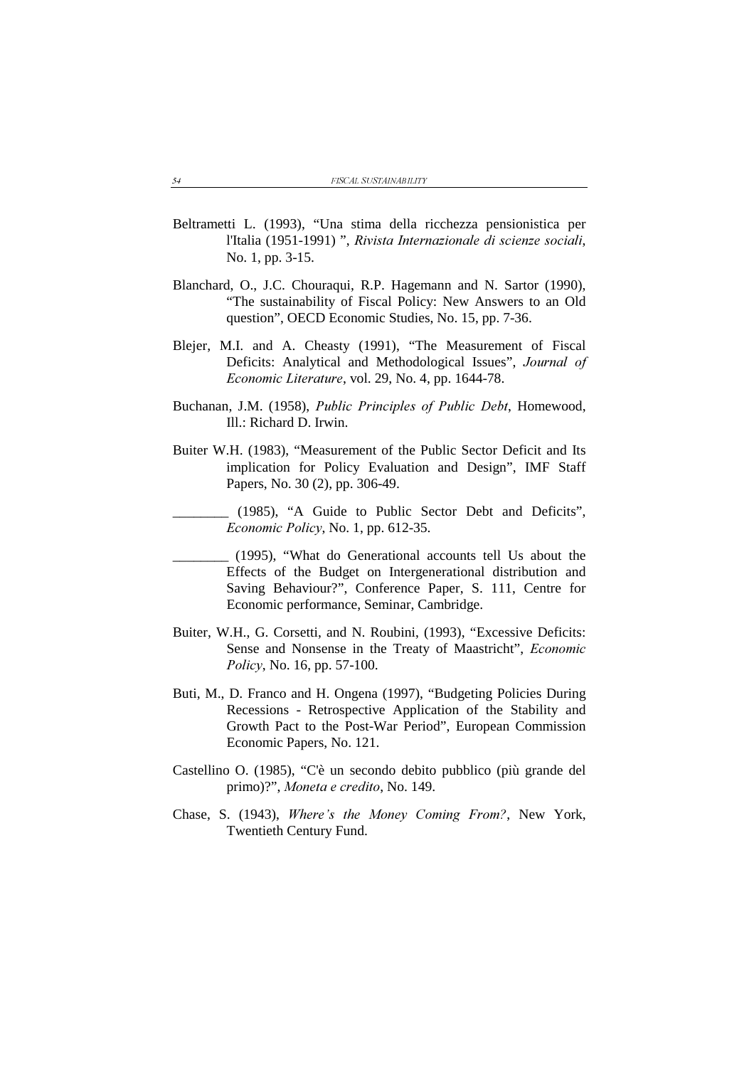Beltrametti L. (1993), "Una stima della ricchezza pensionistica per l'Italia (1951-1991) ", *Rivista Internazionale di scienze sociali*, No. 1, pp. 3-15.

Blanchard, O., J.C. Chouraqui, R.P. Hagemann and N. Sartor (1990), "The sustainability of Fiscal Policy: New Answers to an Old question", OECD Economic Studies, No. 15, pp. 7-36.

Blejer, M.I. and A. Cheasty (1991), "The Measurement of Fiscal Deficits: Analytical and Methodological Issues", *Journal of Economic Literature*, vol. 29, No. 4, pp. 1644-78.

Buchanan, J.M. (1958), *Public Principles of Public Debt*, Homewood, Ill.: Richard D. Irwin.

Buiter W.H. (1983), "Measurement of the Public Sector Deficit and Its implication for Policy Evaluation and Design", IMF Staff Papers, No. 30 (2), pp. 306-49.

________ (1985), "A Guide to Public Sector Debt and Deficits", *Economic Policy*, No. 1, pp. 612-35.

________ (1995), "What do Generational accounts tell Us about the Effects of the Budget on Intergenerational distribution and Saving Behaviour?", Conference Paper, S. 111, Centre for Economic performance, Seminar, Cambridge.

Buiter, W.H., G. Corsetti, and N. Roubini, (1993), "Excessive Deficits: Sense and Nonsense in the Treaty of Maastricht", *Economic Policy*, No. 16, pp. 57-100.

Buti, M., D. Franco and H. Ongena (1997), "Budgeting Policies During Recessions - Retrospective Application of the Stability and Growth Pact to the Post-War Period", European Commission Economic Papers, No. 121.

Castellino O. (1985), "C'è un secondo debito pubblico (più grande del primo)?", *Moneta e credito*, No. 149.

Chase, S. (1943), *Where's the Money Coming From?*, New York, Twentieth Century Fund.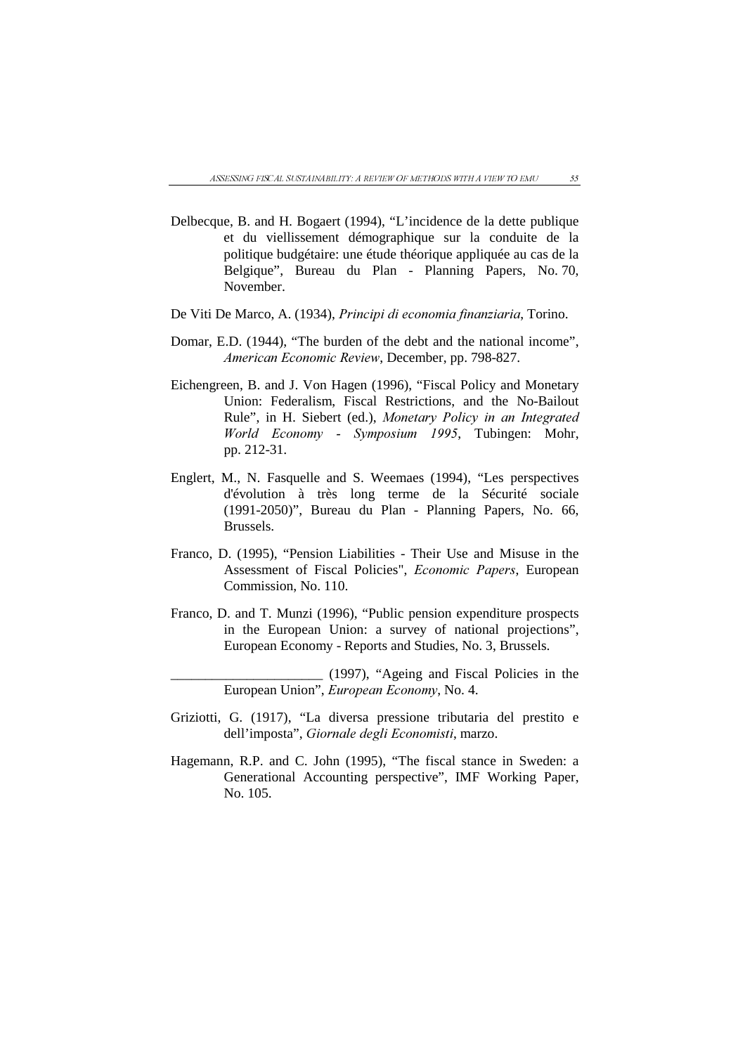Delbecque, B. and H. Bogaert (1994), "L'incidence de la dette publique et du viellissement démographique sur la conduite de la politique budgétaire: une étude théorique appliquée au cas de la Belgique", Bureau du Plan - Planning Papers, No. 70, November.

De Viti De Marco, A. (1934), *Principi di economia finanziaria*, Torino.

Domar, E.D. (1944), "The burden of the debt and the national income", *American Economic Review*, December, pp. 798-827.

Eichengreen, B. and J. Von Hagen (1996), "Fiscal Policy and Monetary Union: Federalism, Fiscal Restrictions, and the No-Bailout Rule", in H. Siebert (ed.), *Monetary Policy in an Integrated World Economy - Symposium 1995*, Tubingen: Mohr, pp. 212-31.

Englert, M., N. Fasquelle and S. Weemaes (1994), "Les perspectives d'évolution à très long terme de la Sécurité sociale (1991-2050)", Bureau du Plan - Planning Papers, No. 66, Brussels.

Franco, D. (1995), "Pension Liabilities - Their Use and Misuse in the Assessment of Fiscal Policies", *Economic Papers*, European Commission, No. 110.

Franco, D. and T. Munzi (1996), "Public pension expenditure prospects in the European Union: a survey of national projections", European Economy - Reports and Studies, No. 3, Brussels.

______________________ (1997), "Ageing and Fiscal Policies in the European Union", *European Economy*, No. 4.

Griziotti, G. (1917), "La diversa pressione tributaria del prestito e dell'imposta", *Giornale degli Economisti*, marzo.

Hagemann, R.P. and C. John (1995), "The fiscal stance in Sweden: a Generational Accounting perspective", IMF Working Paper, No. 105.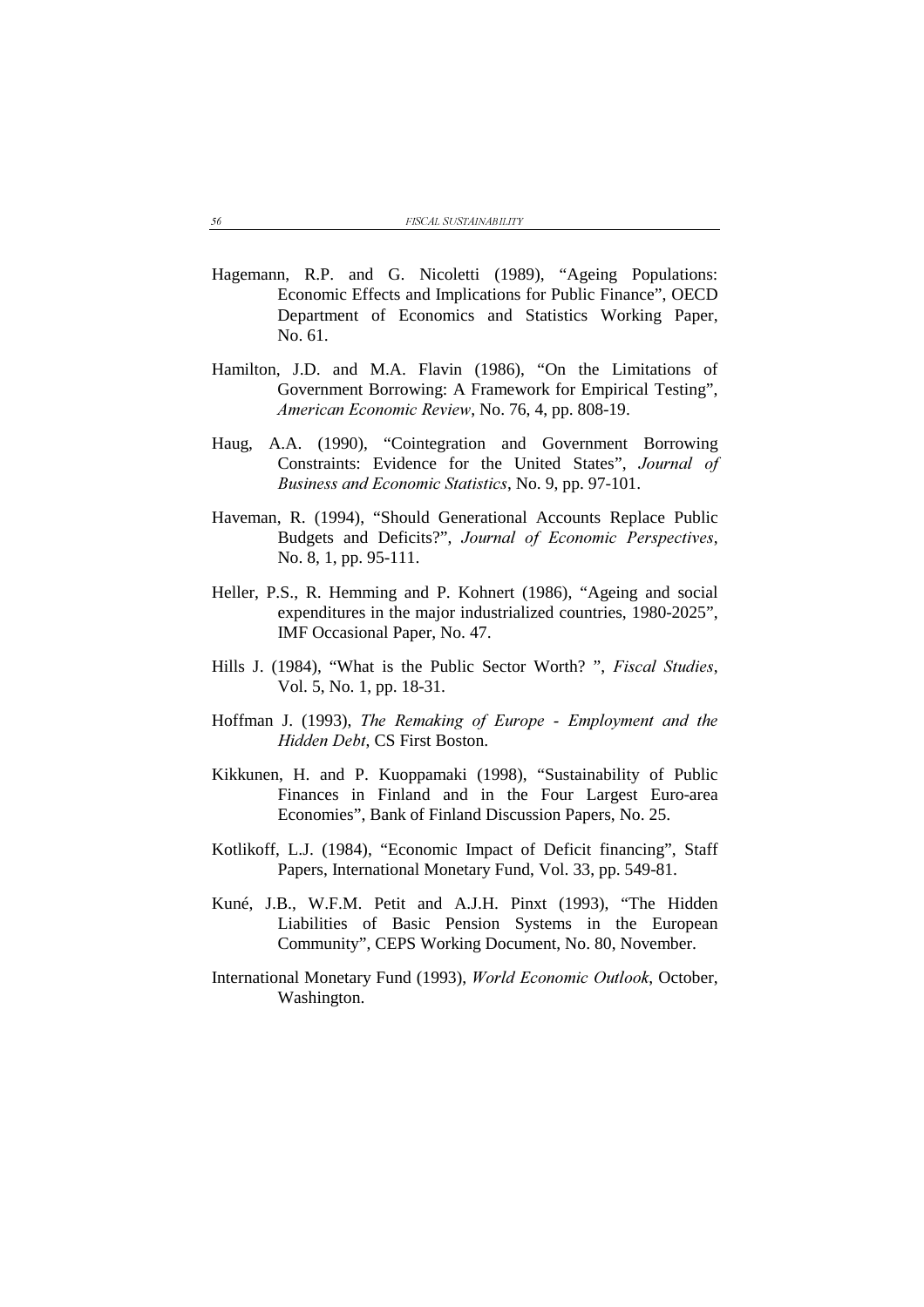Hagemann, R.P. and G. Nicoletti (1989), "Ageing Populations: Economic Effects and Implications for Public Finance", OECD Department of Economics and Statistics Working Paper, No. 61.

Hamilton, J.D. and M.A. Flavin (1986), "On the Limitations of Government Borrowing: A Framework for Empirical Testing", *American Economic Review*, No. 76, 4, pp. 808-19.

Haug, A.A. (1990), "Cointegration and Government Borrowing Constraints: Evidence for the United States", *Journal of Business and Economic Statistics*, No. 9, pp. 97-101.

Haveman, R. (1994), "Should Generational Accounts Replace Public Budgets and Deficits?", *Journal of Economic Perspectives*, No. 8, 1, pp. 95-111.

Heller, P.S., R. Hemming and P. Kohnert (1986), "Ageing and social expenditures in the major industrialized countries, 1980-2025", IMF Occasional Paper, No. 47.

Hills J. (1984), "What is the Public Sector Worth? ", *Fiscal Studies*, Vol. 5, No. 1, pp. 18-31.

Hoffman J. (1993), *The Remaking of Europe - Employment and the Hidden Debt*, CS First Boston.

Kikkunen, H. and P. Kuoppamaki (1998), "Sustainability of Public Finances in Finland and in the Four Largest Euro-area Economies", Bank of Finland Discussion Papers, No. 25.

Kotlikoff, L.J. (1984), "Economic Impact of Deficit financing", Staff Papers, International Monetary Fund, Vol. 33, pp. 549-81.

Kuné, J.B., W.F.M. Petit and A.J.H. Pinxt (1993), "The Hidden Liabilities of Basic Pension Systems in the European Community", CEPS Working Document, No. 80, November.

International Monetary Fund (1993), *World Economic Outlook*, October, Washington.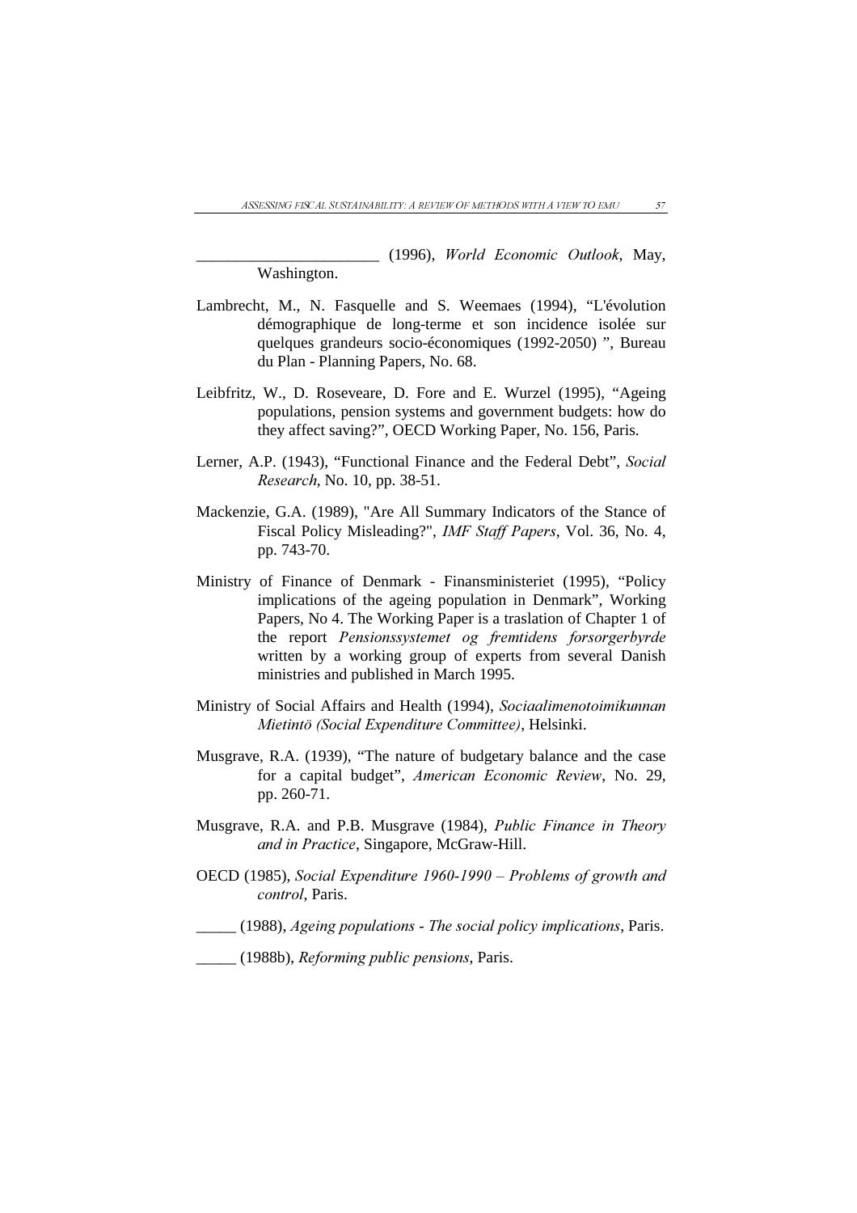_______________________ (1996), *World Economic Outlook*, May, Washington.

Lambrecht, M., N. Fasquelle and S. Weemaes (1994), "L'évolution démographique de long-terme et son incidence isolée sur quelques grandeurs socio-économiques (1992-2050) ", Bureau du Plan - Planning Papers, No. 68.

Leibfritz, W., D. Roseveare, D. Fore and E. Wurzel (1995), "Ageing populations, pension systems and government budgets: how do they affect saving?", OECD Working Paper, No. 156, Paris.

Lerner, A.P. (1943), "Functional Finance and the Federal Debt", *Social Research*, No. 10, pp. 38-51.

Mackenzie, G.A. (1989), "Are All Summary Indicators of the Stance of Fiscal Policy Misleading?", *IMF Staff Papers*, Vol. 36, No. 4, pp. 743-70.

Ministry of Finance of Denmark - Finansministeriet (1995), "Policy implications of the ageing population in Denmark", Working Papers, No 4. The Working Paper is a traslation of Chapter 1 of the report *Pensionssystemet og fremtidens forsorgerbyrde* written by a working group of experts from several Danish ministries and published in March 1995.

Ministry of Social Affairs and Health (1994), *Sociaalimenotoimikunnan Mietintö (Social Expenditure Committee)*, Helsinki.

Musgrave, R.A. (1939), "The nature of budgetary balance and the case for a capital budget", *American Economic Review*, No. 29, pp. 260-71.

Musgrave, R.A. and P.B. Musgrave (1984), *Public Finance in Theory and in Practice*, Singapore, McGraw-Hill.

OECD (1985), *Social Expenditure 1960-1990 – Problems of growth and control*, Paris.

_____ (1988), *Ageing populations - The social policy implications*, Paris.

_____ (1988b), *Reforming public pensions*, Paris.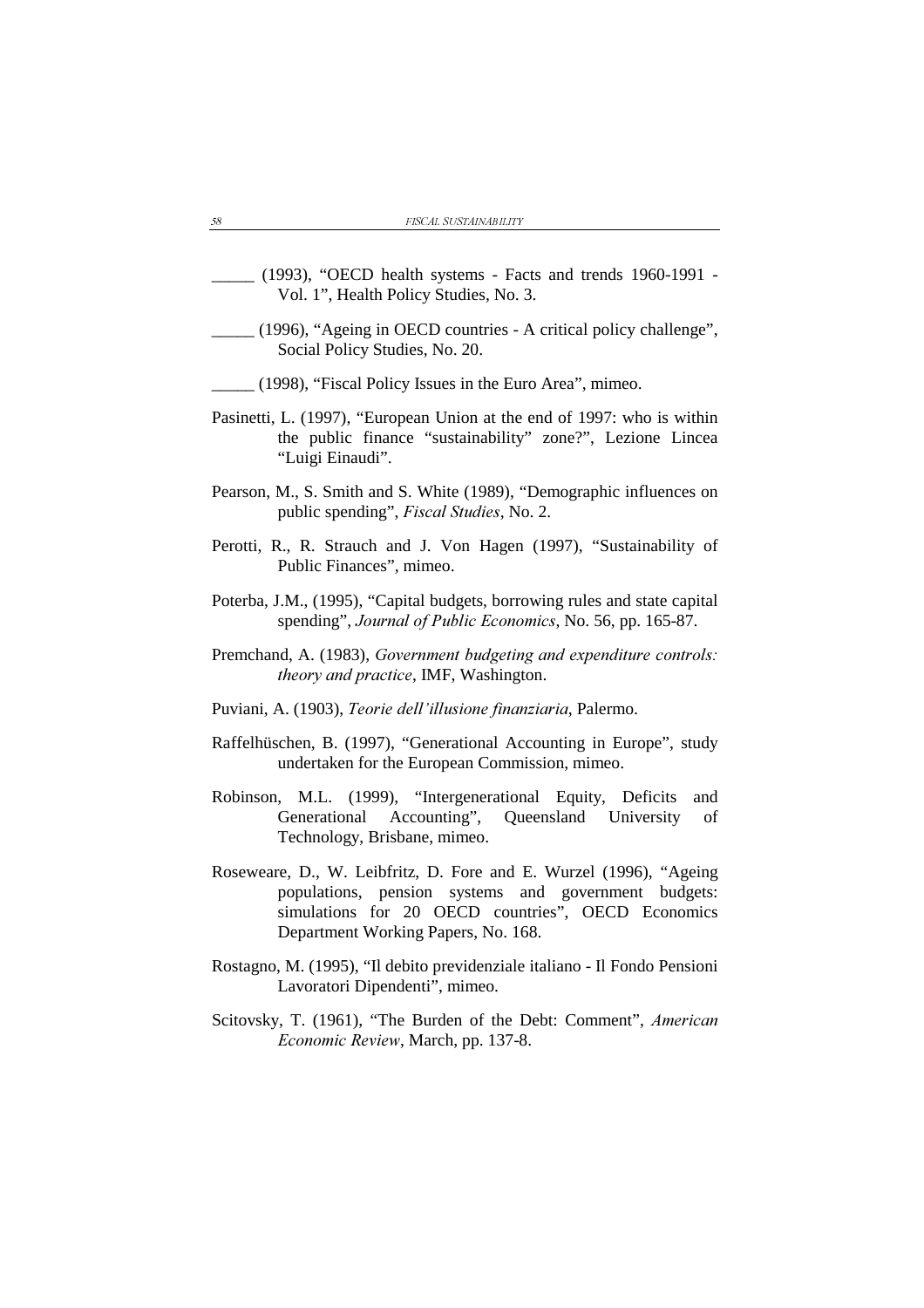_____ (1993), “OECD health systems - Facts and trends 1960-1991 - Vol. 1”, Health Policy Studies, No. 3.

_____ (1996), “Ageing in OECD countries - A critical policy challenge”, Social Policy Studies, No. 20.

_____ (1998), “Fiscal Policy Issues in the Euro Area”, mimeo.

Pasinetti, L. (1997), “European Union at the end of 1997: who is within the public finance “sustainability” zone?”, Lezione Lincea “Luigi Einaudi”.

Pearson, M., S. Smith and S. White (1989), “Demographic influences on public spending”, *Fiscal Studies*, No. 2.

Perotti, R., R. Strauch and J. Von Hagen (1997), “Sustainability of Public Finances”, mimeo.

Poterba, J.M., (1995), “Capital budgets, borrowing rules and state capital spending”, *Journal of Public Economics*, No. 56, pp. 165-87.

Premchand, A. (1983), *Government budgeting and expenditure controls: theory and practice*, IMF, Washington.

Puviani, A. (1903), *Teorie dell’illusione finanziaria*, Palermo.

Raffelhüschen, B. (1997), “Generational Accounting in Europe”, study undertaken for the European Commission, mimeo.

Robinson, M.L. (1999), “Intergenerational Equity, Deficits and Generational Accounting”, Queensland University of Technology, Brisbane, mimeo.

Roseweare, D., W. Leibfritz, D. Fore and E. Wurzel (1996), “Ageing populations, pension systems and government budgets: simulations for 20 OECD countries”, OECD Economics Department Working Papers, No. 168.

Rostagno, M. (1995), “Il debito previdenziale italiano - Il Fondo Pensioni Lavoratori Dipendenti”, mimeo.

Scitovsky, T. (1961), “The Burden of the Debt: Comment”, *American Economic Review*, March, pp. 137-8.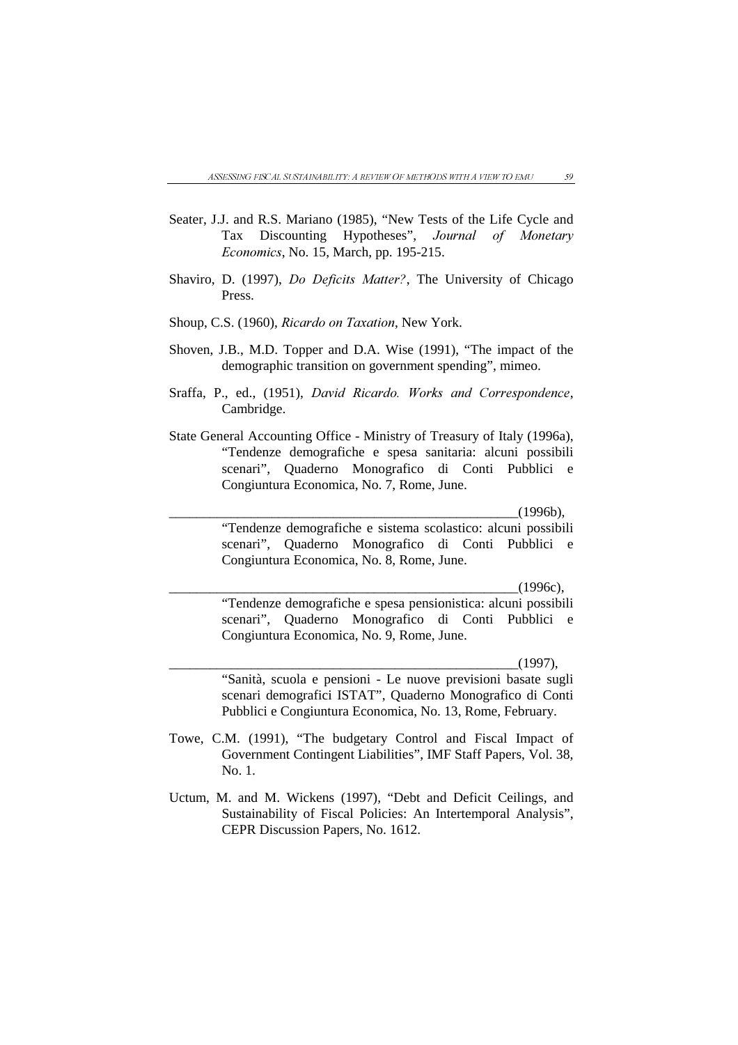Seater, J.J. and R.S. Mariano (1985), "New Tests of the Life Cycle and Tax Discounting Hypotheses", *Journal of Monetary Economics*, No. 15, March, pp. 195-215.

Shaviro, D. (1997), *Do Deficits Matter?*, The University of Chicago Press.

Shoup, C.S. (1960), *Ricardo on Taxation*, New York.

Shoven, J.B., M.D. Topper and D.A. Wise (1991), "The impact of the demographic transition on government spending", mimeo.

Sraffa, P., ed., (1951), *David Ricardo. Works and Correspondence*, Cambridge.

State General Accounting Office - Ministry of Treasury of Italy (1996a), "Tendenze demografiche e spesa sanitaria: alcuni possibili scenari", Quaderno Monografico di Conti Pubblici e Congiuntura Economica, No. 7, Rome, June.

_____________________________________________________(1996b), "Tendenze demografiche e sistema scolastico: alcuni possibili scenari", Quaderno Monografico di Conti Pubblici e Congiuntura Economica, No. 8, Rome, June.

_____________________________________________________(1996c), "Tendenze demografiche e spesa pensionistica: alcuni possibili scenari", Quaderno Monografico di Conti Pubblici e Congiuntura Economica, No. 9, Rome, June.

_____________________________________________________(1997), "Sanità, scuola e pensioni - Le nuove previsioni basate sugli scenari demografici ISTAT", Quaderno Monografico di Conti Pubblici e Congiuntura Economica, No. 13, Rome, February.

Towe, C.M. (1991), "The budgetary Control and Fiscal Impact of Government Contingent Liabilities", IMF Staff Papers, Vol. 38, No. 1.

Uctum, M. and M. Wickens (1997), "Debt and Deficit Ceilings, and Sustainability of Fiscal Policies: An Intertemporal Analysis", CEPR Discussion Papers, No. 1612.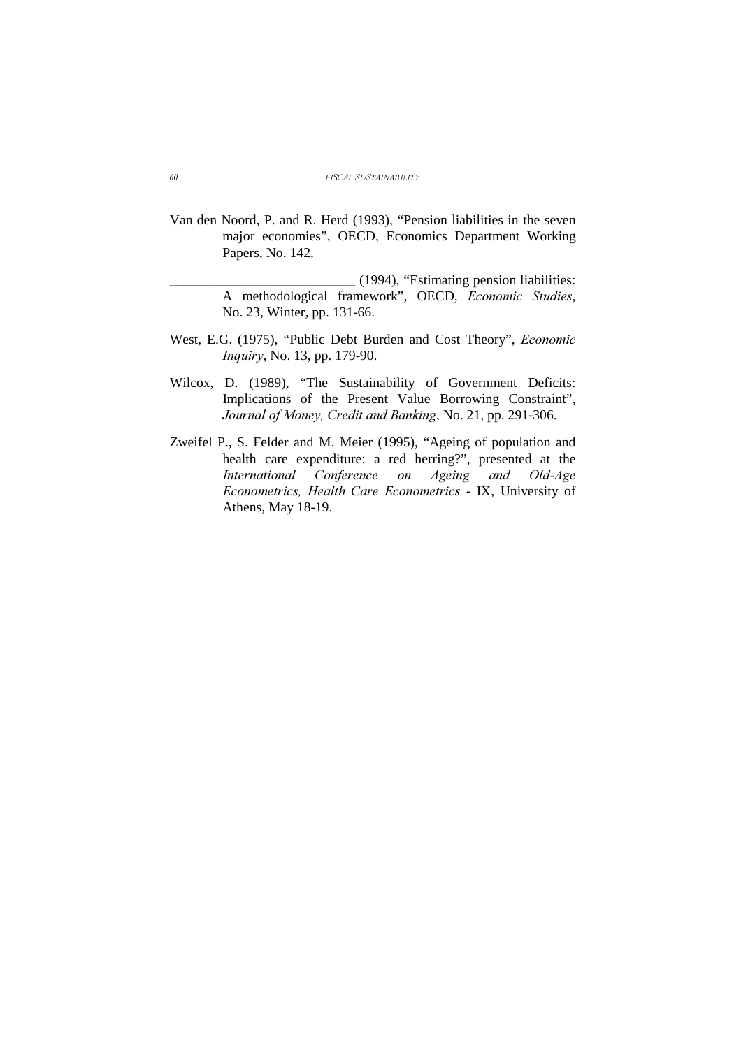Van den Noord, P. and R. Herd (1993), "Pension liabilities in the seven major economies", OECD, Economics Department Working Papers, No. 142.

___________________________ (1994), "Estimating pension liabilities: A methodological framework", OECD, *Economic Studies*, No. 23, Winter, pp. 131-66.

West, E.G. (1975), "Public Debt Burden and Cost Theory", *Economic Inquiry*, No. 13, pp. 179-90.

Wilcox, D. (1989), "The Sustainability of Government Deficits: Implications of the Present Value Borrowing Constraint", *Journal of Money, Credit and Banking*, No. 21, pp. 291-306.

Zweifel P., S. Felder and M. Meier (1995), "Ageing of population and health care expenditure: a red herring?", presented at the *International Conference on Ageing and Old-Age Econometrics, Health Care Econometrics* - IX, University of Athens, May 18-19.